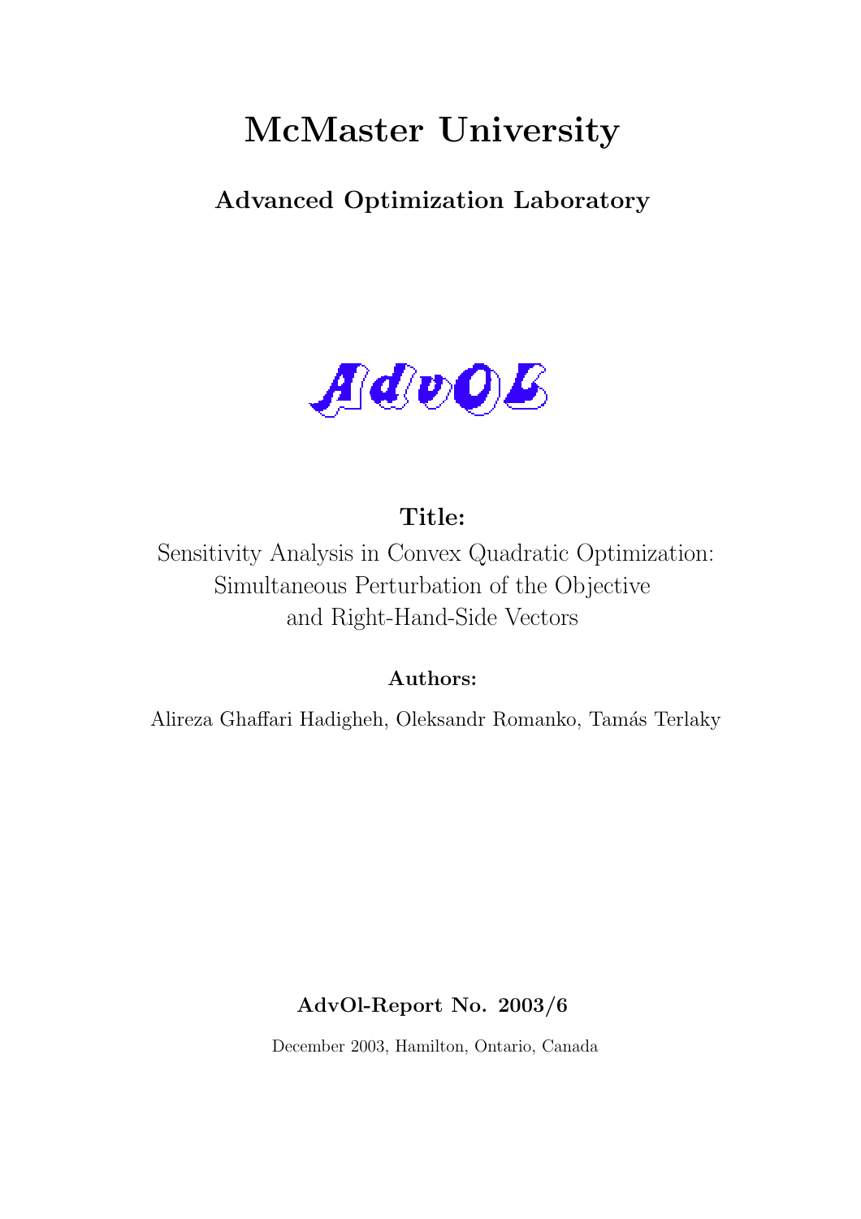# McMaster University

## Advanced Optimization Laboratory

AdvOL

**Title:**

Sensitivity Analysis in Convex Quadratic Optimization:
Simultaneous Perturbation of the Objective
and Right-Hand-Side Vectors

**Authors:**

Alireza Ghaffari Hadigheh, Oleksandr Romanko, Tamás Terlaky

**AdvOl-Report No. 2003/6**

December 2003, Hamilton, Ontario, Canada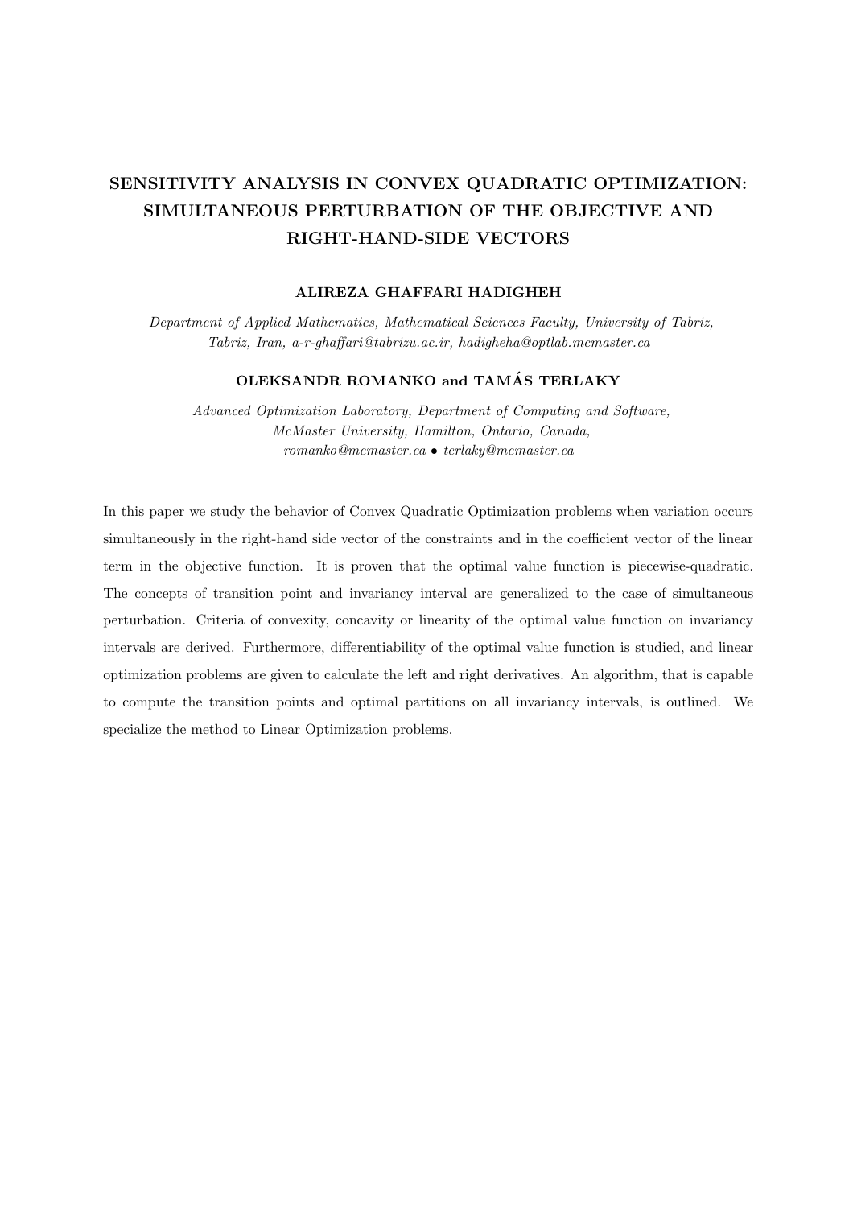# SENSITIVITY ANALYSIS IN CONVEX QUADRATIC OPTIMIZATION: SIMULTANEOUS PERTURBATION OF THE OBJECTIVE AND RIGHT-HAND-SIDE VECTORS

**ALIREZA GHAFFARI HADIGHEH**

*Department of Applied Mathematics, Mathematical Sciences Faculty, University of Tabriz, Tabriz, Iran, a-r-ghaffari@tabrizu.ac.ir, hadigheha@optlab.mcmaster.ca*

**OLEKSANDR ROMANKO and TAMÁS TERLAKY**

*Advanced Optimization Laboratory, Department of Computing and Software, McMaster University, Hamilton, Ontario, Canada, romanko@mcmaster.ca • terlaky@mcmaster.ca*

In this paper we study the behavior of Convex Quadratic Optimization problems when variation occurs simultaneously in the right-hand side vector of the constraints and in the coefficient vector of the linear term in the objective function. It is proven that the optimal value function is piecewise-quadratic. The concepts of transition point and invariancy interval are generalized to the case of simultaneous perturbation. Criteria of convexity, concavity or linearity of the optimal value function on invariancy intervals are derived. Furthermore, differentiability of the optimal value function is studied, and linear optimization problems are given to calculate the left and right derivatives. An algorithm, that is capable to compute the transition points and optimal partitions on all invariancy intervals, is outlined. We specialize the method to Linear Optimization problems.

---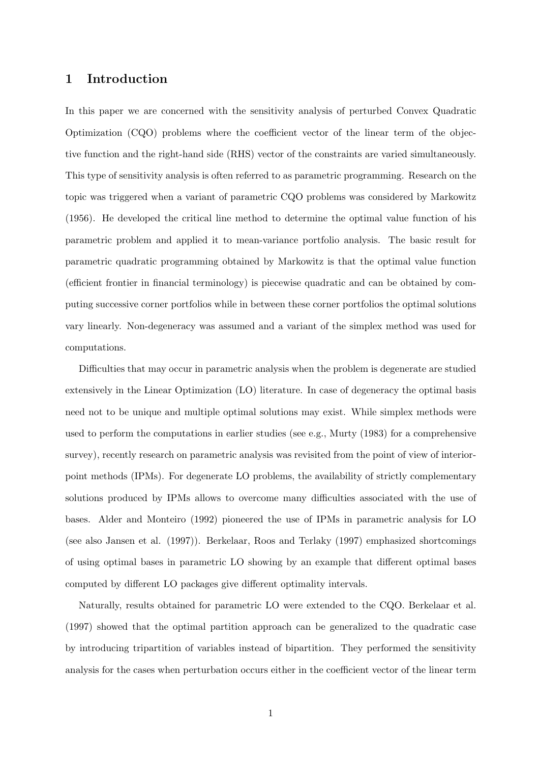# 1 Introduction

In this paper we are concerned with the sensitivity analysis of perturbed Convex Quadratic Optimization (CQO) problems where the coefficient vector of the linear term of the objective function and the right-hand side (RHS) vector of the constraints are varied simultaneously. This type of sensitivity analysis is often referred to as parametric programming. Research on the topic was triggered when a variant of parametric CQO problems was considered by Markowitz (1956). He developed the critical line method to determine the optimal value function of his parametric problem and applied it to mean-variance portfolio analysis. The basic result for parametric quadratic programming obtained by Markowitz is that the optimal value function (efficient frontier in financial terminology) is piecewise quadratic and can be obtained by computing successive corner portfolios while in between these corner portfolios the optimal solutions vary linearly. Non-degeneracy was assumed and a variant of the simplex method was used for computations.

Difficulties that may occur in parametric analysis when the problem is degenerate are studied extensively in the Linear Optimization (LO) literature. In case of degeneracy the optimal basis need not to be unique and multiple optimal solutions may exist. While simplex methods were used to perform the computations in earlier studies (see e.g., Murty (1983) for a comprehensive survey), recently research on parametric analysis was revisited from the point of view of interior-point methods (IPMs). For degenerate LO problems, the availability of strictly complementary solutions produced by IPMs allows to overcome many difficulties associated with the use of bases. Alder and Monteiro (1992) pioneered the use of IPMs in parametric analysis for LO (see also Jansen et al. (1997)). Berkelaar, Roos and Terlaky (1997) emphasized shortcomings of using optimal bases in parametric LO showing by an example that different optimal bases computed by different LO packages give different optimality intervals.

Naturally, results obtained for parametric LO were extended to the CQO. Berkelaar et al. (1997) showed that the optimal partition approach can be generalized to the quadratic case by introducing tripartition of variables instead of bipartition. They performed the sensitivity analysis for the cases when perturbation occurs either in the coefficient vector of the linear term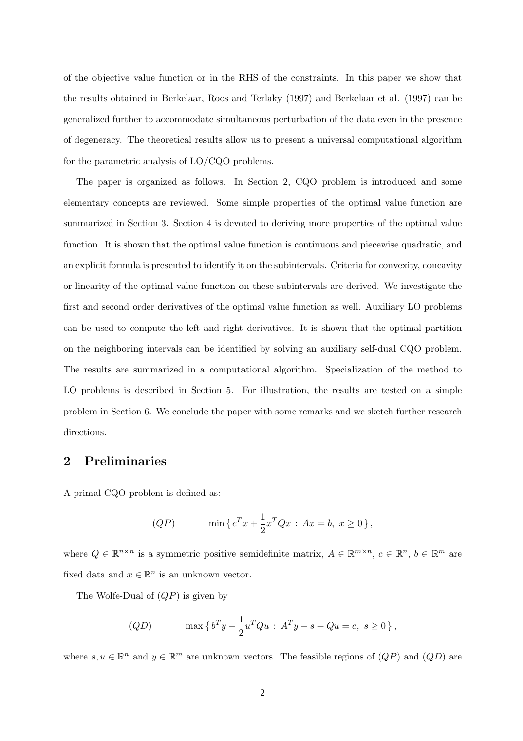of the objective value function or in the RHS of the constraints. In this paper we show that the results obtained in Berkelaar, Roos and Terlaky (1997) and Berkelaar et al. (1997) can be generalized further to accommodate simultaneous perturbation of the data even in the presence of degeneracy. The theoretical results allow us to present a universal computational algorithm for the parametric analysis of LO/CQO problems.

The paper is organized as follows. In Section 2, CQO problem is introduced and some elementary concepts are reviewed. Some simple properties of the optimal value function are summarized in Section 3. Section 4 is devoted to deriving more properties of the optimal value function. It is shown that the optimal value function is continuous and piecewise quadratic, and an explicit formula is presented to identify it on the subintervals. Criteria for convexity, concavity or linearity of the optimal value function on these subintervals are derived. We investigate the first and second order derivatives of the optimal value function as well. Auxiliary LO problems can be used to compute the left and right derivatives. It is shown that the optimal partition on the neighboring intervals can be identified by solving an auxiliary self-dual CQO problem. The results are summarized in a computational algorithm. Specialization of the method to LO problems is described in Section 5. For illustration, the results are tested on a simple problem in Section 6. We conclude the paper with some remarks and we sketch further research directions.

## 2 Preliminaries

A primal CQO problem is defined as:

$$(QP) \qquad \min \{ \, c^T x + \frac{1}{2} x^T Q x \, : \, Ax = b, \; x \geq 0 \, \},$$

where $Q \in \mathbb{R}^{n \times n}$ is a symmetric positive semidefinite matrix, $A \in \mathbb{R}^{m \times n}$, $c \in \mathbb{R}^n$, $b \in \mathbb{R}^m$ are fixed data and $x \in \mathbb{R}^n$ is an unknown vector.

The Wolfe-Dual of $(QP)$ is given by

$$(QD) \qquad \max \{ \, b^T y - \frac{1}{2} u^T Q u \, : \, A^T y + s - Qu = c, \; s \geq 0 \, \},$$

where $s, u \in \mathbb{R}^n$ and $y \in \mathbb{R}^m$ are unknown vectors. The feasible regions of $(QP)$ and $(QD)$ are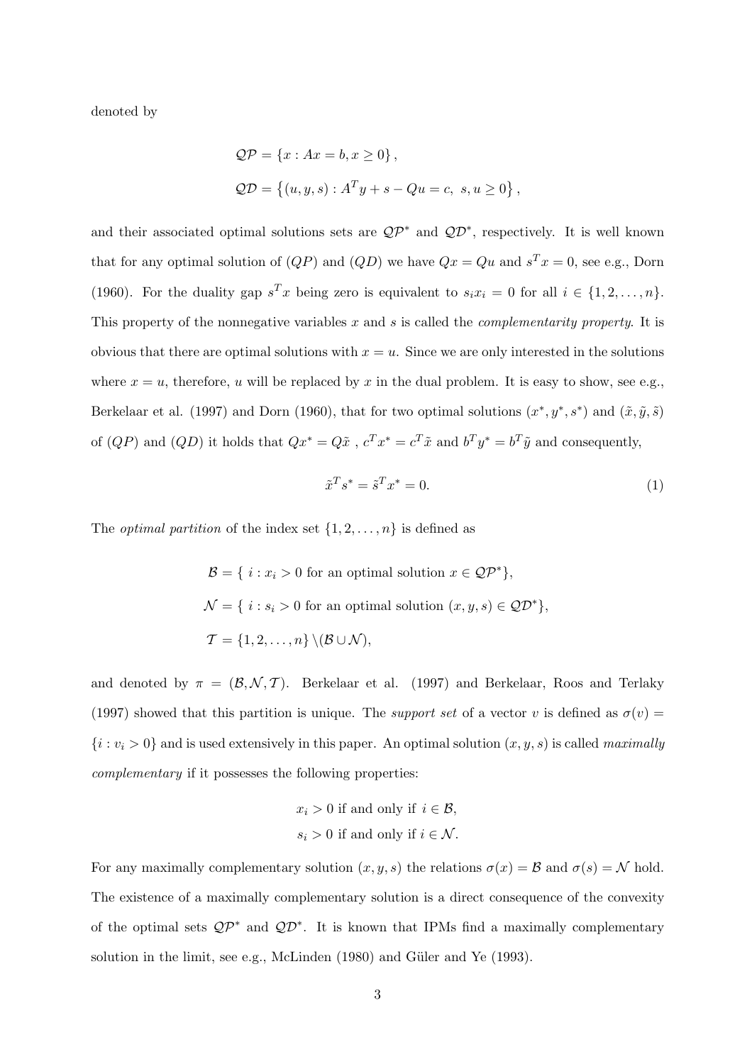denoted by

$$\mathcal{QP} = \{x : Ax = b, x \geq 0\},$$

$$\mathcal{QD} = \left\{(u, y, s) : A^T y + s - Qu = c,\ s, u \geq 0\right\},$$

and their associated optimal solutions sets are $\mathcal{QP}^*$ and $\mathcal{QD}^*$, respectively. It is well known that for any optimal solution of $(QP)$ and $(QD)$ we have $Qx = Qu$ and $s^T x = 0$, see e.g., Dorn (1960). For the duality gap $s^T x$ being zero is equivalent to $s_i x_i = 0$ for all $i \in \{1, 2, \ldots, n\}$. This property of the nonnegative variables $x$ and $s$ is called the *complementarity property*. It is obvious that there are optimal solutions with $x = u$. Since we are only interested in the solutions where $x = u$, therefore, $u$ will be replaced by $x$ in the dual problem. It is easy to show, see e.g., Berkelaar et al. (1997) and Dorn (1960), that for two optimal solutions $(x^*, y^*, s^*)$ and $(\tilde{x}, \tilde{y}, \tilde{s})$ of $(QP)$ and $(QD)$ it holds that $Qx^* = Q\tilde{x}$ , $c^T x^* = c^T \tilde{x}$ and $b^T y^* = b^T \tilde{y}$ and consequently,

$$\tilde{x}^T s^* = \tilde{s}^T x^* = 0. \tag{1}$$

The *optimal partition* of the index set $\{1, 2, \ldots, n\}$ is defined as

$$\mathcal{B} = \{\ i : x_i > 0 \text{ for an optimal solution } x \in \mathcal{QP}^*\},$$

$$\mathcal{N} = \{\ i : s_i > 0 \text{ for an optimal solution } (x, y, s) \in \mathcal{QD}^*\},$$

$$\mathcal{T} = \{1, 2, \ldots, n\} \setminus (\mathcal{B} \cup \mathcal{N}),$$

and denoted by $\pi = (\mathcal{B}, \mathcal{N}, \mathcal{T})$. Berkelaar et al. (1997) and Berkelaar, Roos and Terlaky (1997) showed that this partition is unique. The *support set* of a vector $v$ is defined as $\sigma(v) = \{i : v_i > 0\}$ and is used extensively in this paper. An optimal solution $(x, y, s)$ is called *maximally complementary* if it possesses the following properties:

$$x_i > 0 \text{ if and only if } i \in \mathcal{B},$$

$$s_i > 0 \text{ if and only if } i \in \mathcal{N}.$$

For any maximally complementary solution $(x, y, s)$ the relations $\sigma(x) = \mathcal{B}$ and $\sigma(s) = \mathcal{N}$ hold. The existence of a maximally complementary solution is a direct consequence of the convexity of the optimal sets $\mathcal{QP}^*$ and $\mathcal{QD}^*$. It is known that IPMs find a maximally complementary solution in the limit, see e.g., McLinden (1980) and Güler and Ye (1993).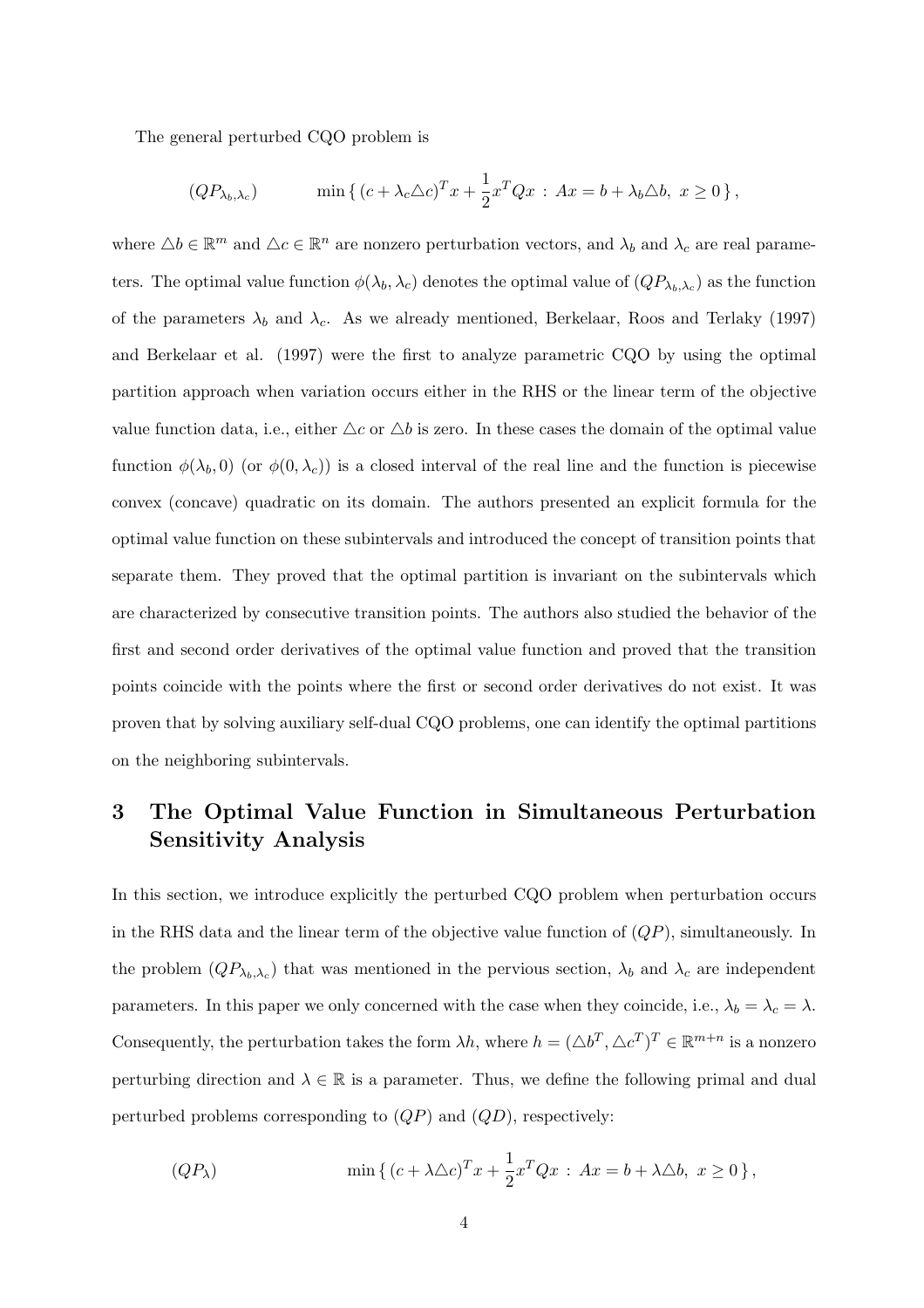The general perturbed CQO problem is

$$(QP_{\lambda_b,\lambda_c}) \qquad \min \{ (c+\lambda_c \triangle c)^T x + \frac{1}{2} x^T Q x \,:\, Ax = b + \lambda_b \triangle b,\ x \geq 0 \},$$

where $\triangle b \in \mathbb{R}^m$ and $\triangle c \in \mathbb{R}^n$ are nonzero perturbation vectors, and $\lambda_b$ and $\lambda_c$ are real parameters. The optimal value function $\phi(\lambda_b, \lambda_c)$ denotes the optimal value of $(QP_{\lambda_b,\lambda_c})$ as the function of the parameters $\lambda_b$ and $\lambda_c$. As we already mentioned, Berkelaar, Roos and Terlaky (1997) and Berkelaar et al. (1997) were the first to analyze parametric CQO by using the optimal partition approach when variation occurs either in the RHS or the linear term of the objective value function data, i.e., either $\triangle c$ or $\triangle b$ is zero. In these cases the domain of the optimal value function $\phi(\lambda_b, 0)$ (or $\phi(0, \lambda_c)$) is a closed interval of the real line and the function is piecewise convex (concave) quadratic on its domain. The authors presented an explicit formula for the optimal value function on these subintervals and introduced the concept of transition points that separate them. They proved that the optimal partition is invariant on the subintervals which are characterized by consecutive transition points. The authors also studied the behavior of the first and second order derivatives of the optimal value function and proved that the transition points coincide with the points where the first or second order derivatives do not exist. It was proven that by solving auxiliary self-dual CQO problems, one can identify the optimal partitions on the neighboring subintervals.

# 3 The Optimal Value Function in Simultaneous Perturbation Sensitivity Analysis

In this section, we introduce explicitly the perturbed CQO problem when perturbation occurs in the RHS data and the linear term of the objective value function of $(QP)$, simultaneously. In the problem $(QP_{\lambda_b,\lambda_c})$ that was mentioned in the pervious section, $\lambda_b$ and $\lambda_c$ are independent parameters. In this paper we only concerned with the case when they coincide, i.e., $\lambda_b = \lambda_c = \lambda$. Consequently, the perturbation takes the form $\lambda h$, where $h = (\triangle b^T, \triangle c^T)^T \in \mathbb{R}^{m+n}$ is a nonzero perturbing direction and $\lambda \in \mathbb{R}$ is a parameter. Thus, we define the following primal and dual perturbed problems corresponding to $(QP)$ and $(QD)$, respectively:

$$(QP_\lambda) \qquad \min \{ (c+\lambda \triangle c)^T x + \frac{1}{2} x^T Q x \,:\, Ax = b + \lambda \triangle b,\ x \geq 0 \},$$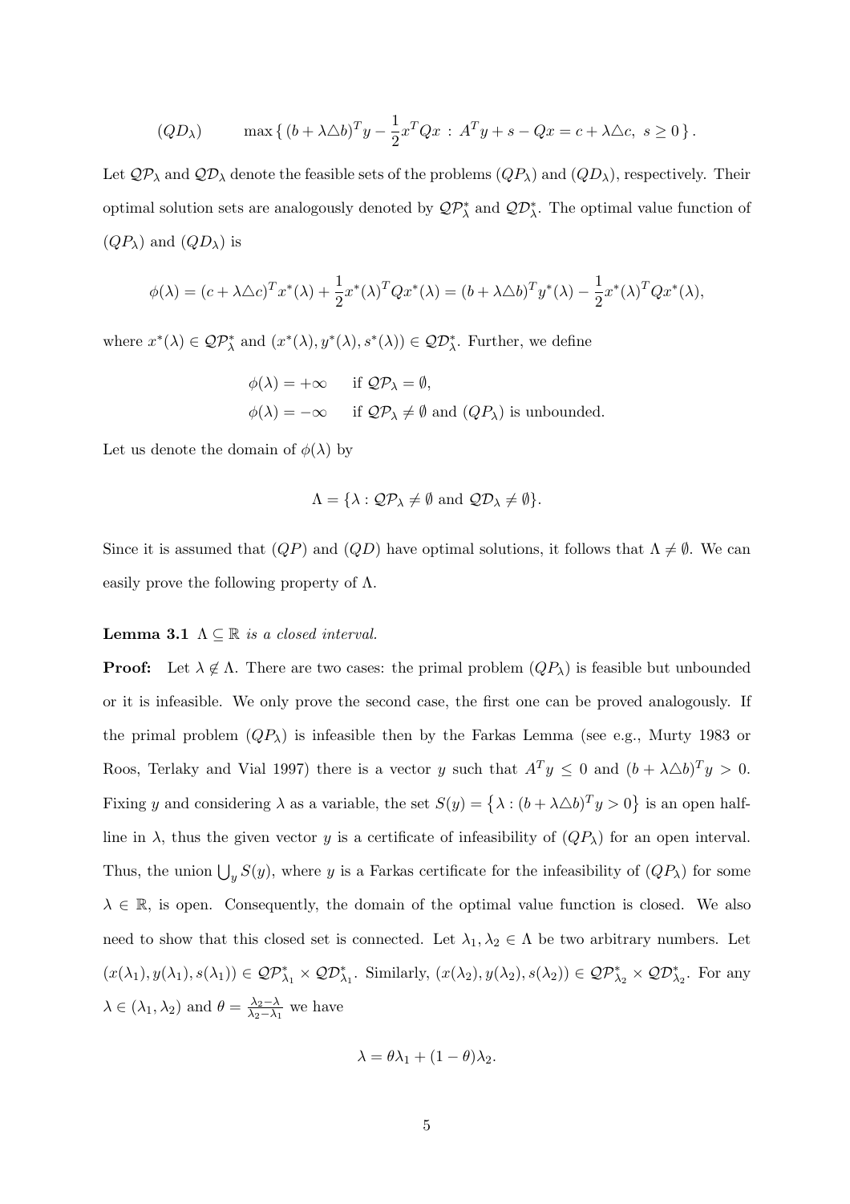$$(QD_\lambda) \qquad \max\left\{ (b+\lambda\triangle b)^T y - \frac{1}{2}x^T Q x \,:\, A^T y + s - Qx = c + \lambda\triangle c,\ s \geq 0 \right\}.$$

Let $\mathcal{QP}_\lambda$ and $\mathcal{QD}_\lambda$ denote the feasible sets of the problems $(QP_\lambda)$ and $(QD_\lambda)$, respectively. Their optimal solution sets are analogously denoted by $\mathcal{QP}^*_\lambda$ and $\mathcal{QD}^*_\lambda$. The optimal value function of $(QP_\lambda)$ and $(QD_\lambda)$ is

$$\phi(\lambda) = (c+\lambda\triangle c)^T x^*(\lambda) + \frac{1}{2}x^*(\lambda)^T Q x^*(\lambda) = (b+\lambda\triangle b)^T y^*(\lambda) - \frac{1}{2}x^*(\lambda)^T Q x^*(\lambda),$$

where $x^*(\lambda) \in \mathcal{QP}^*_\lambda$ and $(x^*(\lambda), y^*(\lambda), s^*(\lambda)) \in \mathcal{QD}^*_\lambda$. Further, we define

$$\phi(\lambda) = +\infty \qquad \text{if } \mathcal{QP}_\lambda = \emptyset,$$
$$\phi(\lambda) = -\infty \qquad \text{if } \mathcal{QP}_\lambda \neq \emptyset \text{ and } (QP_\lambda) \text{ is unbounded.}$$

Let us denote the domain of $\phi(\lambda)$ by

$$\Lambda = \{\lambda : \mathcal{QP}_\lambda \neq \emptyset \text{ and } \mathcal{QD}_\lambda \neq \emptyset\}.$$

Since it is assumed that $(QP)$ and $(QD)$ have optimal solutions, it follows that $\Lambda \neq \emptyset$. We can easily prove the following property of $\Lambda$.

**Lemma 3.1** *$\Lambda \subseteq \mathbb{R}$ is a closed interval.*

**Proof:** Let $\lambda \notin \Lambda$. There are two cases: the primal problem $(QP_\lambda)$ is feasible but unbounded or it is infeasible. We only prove the second case, the first one can be proved analogously. If the primal problem $(QP_\lambda)$ is infeasible then by the Farkas Lemma (see e.g., Murty 1983 or Roos, Terlaky and Vial 1997) there is a vector $y$ such that $A^T y \leq 0$ and $(b+\lambda\triangle b)^T y > 0$. Fixing $y$ and considering $\lambda$ as a variable, the set $S(y) = \left\{\lambda : (b+\lambda\triangle b)^T y > 0\right\}$ is an open half-line in $\lambda$, thus the given vector $y$ is a certificate of infeasibility of $(QP_\lambda)$ for an open interval. Thus, the union $\bigcup_y S(y)$, where $y$ is a Farkas certificate for the infeasibility of $(QP_\lambda)$ for some $\lambda \in \mathbb{R}$, is open. Consequently, the domain of the optimal value function is closed. We also need to show that this closed set is connected. Let $\lambda_1, \lambda_2 \in \Lambda$ be two arbitrary numbers. Let $(x(\lambda_1), y(\lambda_1), s(\lambda_1)) \in \mathcal{QP}^*_{\lambda_1} \times \mathcal{QD}^*_{\lambda_1}$. Similarly, $(x(\lambda_2), y(\lambda_2), s(\lambda_2)) \in \mathcal{QP}^*_{\lambda_2} \times \mathcal{QD}^*_{\lambda_2}$. For any $\lambda \in (\lambda_1, \lambda_2)$ and $\theta = \frac{\lambda_2 - \lambda}{\lambda_2 - \lambda_1}$ we have

$$\lambda = \theta\lambda_1 + (1-\theta)\lambda_2.$$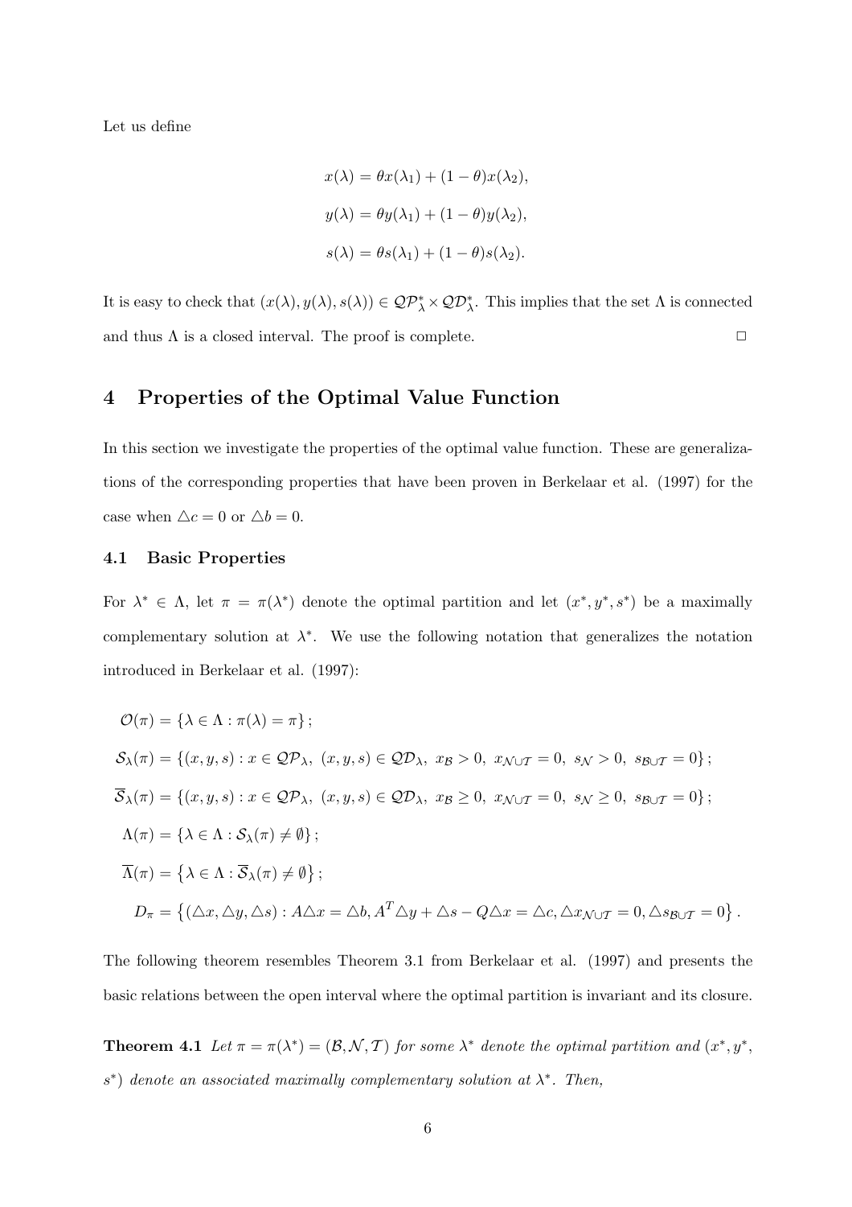Let us define

$$x(\lambda) = \theta x(\lambda_1) + (1-\theta)x(\lambda_2),$$

$$y(\lambda) = \theta y(\lambda_1) + (1-\theta)y(\lambda_2),$$

$$s(\lambda) = \theta s(\lambda_1) + (1-\theta)s(\lambda_2).$$

It is easy to check that $(x(\lambda), y(\lambda), s(\lambda)) \in \mathcal{QP}^*_\lambda \times \mathcal{QD}^*_\lambda$. This implies that the set $\Lambda$ is connected and thus $\Lambda$ is a closed interval. The proof is complete. $\square$

## 4 Properties of the Optimal Value Function

In this section we investigate the properties of the optimal value function. These are generalizations of the corresponding properties that have been proven in Berkelaar et al. (1997) for the case when $\triangle c = 0$ or $\triangle b = 0$.

### 4.1 Basic Properties

For $\lambda^* \in \Lambda$, let $\pi = \pi(\lambda^*)$ denote the optimal partition and let $(x^*, y^*, s^*)$ be a maximally complementary solution at $\lambda^*$. We use the following notation that generalizes the notation introduced in Berkelaar et al. (1997):

$$\mathcal{O}(\pi) = \{\lambda \in \Lambda : \pi(\lambda) = \pi\};$$

$$\mathcal{S}_\lambda(\pi) = \{(x, y, s) : x \in \mathcal{QP}_\lambda,\ (x, y, s) \in \mathcal{QD}_\lambda,\ x_\mathcal{B} > 0,\ x_{\mathcal{N}\cup\mathcal{T}} = 0,\ s_\mathcal{N} > 0,\ s_{\mathcal{B}\cup\mathcal{T}} = 0\};$$

$$\overline{\mathcal{S}}_\lambda(\pi) = \{(x, y, s) : x \in \mathcal{QP}_\lambda,\ (x, y, s) \in \mathcal{QD}_\lambda,\ x_\mathcal{B} \geq 0,\ x_{\mathcal{N}\cup\mathcal{T}} = 0,\ s_\mathcal{N} \geq 0,\ s_{\mathcal{B}\cup\mathcal{T}} = 0\};$$

$$\Lambda(\pi) = \{\lambda \in \Lambda : \mathcal{S}_\lambda(\pi) \neq \emptyset\};$$

$$\overline{\Lambda}(\pi) = \left\{\lambda \in \Lambda : \overline{\mathcal{S}}_\lambda(\pi) \neq \emptyset\right\};$$

$$D_\pi = \left\{(\triangle x, \triangle y, \triangle s) : A\triangle x = \triangle b, A^T\triangle y + \triangle s - Q\triangle x = \triangle c, \triangle x_{\mathcal{N}\cup\mathcal{T}} = 0, \triangle s_{\mathcal{B}\cup\mathcal{T}} = 0\right\}.$$

The following theorem resembles Theorem 3.1 from Berkelaar et al. (1997) and presents the basic relations between the open interval where the optimal partition is invariant and its closure.

**Theorem 4.1** *Let $\pi = \pi(\lambda^*) = (\mathcal{B}, \mathcal{N}, \mathcal{T})$ for some $\lambda^*$ denote the optimal partition and $(x^*, y^*, s^*)$ denote an associated maximally complementary solution at $\lambda^*$. Then,*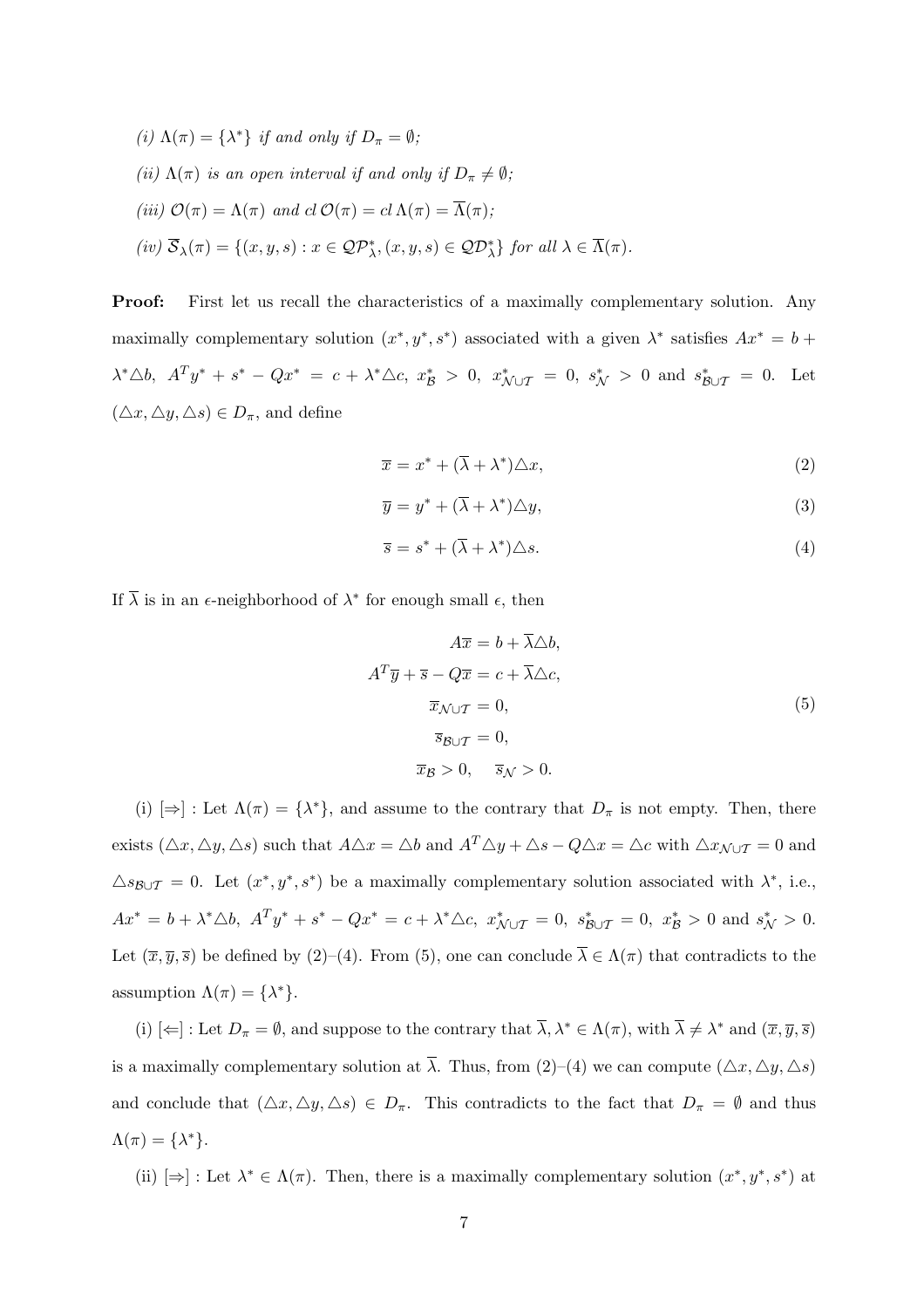*(i)* $\Lambda(\pi) = \{\lambda^*\}$ *if and only if* $D_\pi = \emptyset$*;*

*(ii)* $\Lambda(\pi)$ *is an open interval if and only if* $D_\pi \neq \emptyset$*;*

*(iii)* $\mathcal{O}(\pi) = \Lambda(\pi)$ *and* $cl\, \mathcal{O}(\pi) = cl\, \Lambda(\pi) = \overline{\Lambda}(\pi)$*;*

*(iv)* $\overline{\mathcal{S}}_\lambda(\pi) = \{(x, y, s) : x \in \mathcal{QP}^*_\lambda, (x, y, s) \in \mathcal{QD}^*_\lambda\}$ *for all* $\lambda \in \overline{\Lambda}(\pi)$*.*

**Proof:** First let us recall the characteristics of a maximally complementary solution. Any maximally complementary solution $(x^*, y^*, s^*)$ associated with a given $\lambda^*$ satisfies $Ax^* = b + \lambda^* \triangle b$, $A^T y^* + s^* - Qx^* = c + \lambda^* \triangle c$, $x^*_{\mathcal{B}} > 0$, $x^*_{\mathcal{N} \cup \mathcal{T}} = 0$, $s^*_{\mathcal{N}} > 0$ and $s^*_{\mathcal{B} \cup \mathcal{T}} = 0$. Let $(\triangle x, \triangle y, \triangle s) \in D_\pi$, and define

$$\overline{x} = x^* + (\overline{\lambda} + \lambda^*) \triangle x, \tag{2}$$

$$\overline{y} = y^* + (\overline{\lambda} + \lambda^*) \triangle y, \tag{3}$$

$$\overline{s} = s^* + (\overline{\lambda} + \lambda^*) \triangle s. \tag{4}$$

If $\overline{\lambda}$ is in an $\epsilon$-neighborhood of $\lambda^*$ for enough small $\epsilon$, then

$$\begin{aligned} A\overline{x} &= b + \overline{\lambda} \triangle b, \\ A^T \overline{y} + \overline{s} - Q\overline{x} &= c + \overline{\lambda} \triangle c, \\ \overline{x}_{\mathcal{N} \cup \mathcal{T}} &= 0, \\ \overline{s}_{\mathcal{B} \cup \mathcal{T}} &= 0, \\ \overline{x}_{\mathcal{B}} > 0, &\quad \overline{s}_{\mathcal{N}} > 0. \end{aligned} \tag{5}$$

(i) $[\Rightarrow]$ : Let $\Lambda(\pi) = \{\lambda^*\}$, and assume to the contrary that $D_\pi$ is not empty. Then, there exists $(\triangle x, \triangle y, \triangle s)$ such that $A \triangle x = \triangle b$ and $A^T \triangle y + \triangle s - Q \triangle x = \triangle c$ with $\triangle x_{\mathcal{N} \cup \mathcal{T}} = 0$ and $\triangle s_{\mathcal{B} \cup \mathcal{T}} = 0$. Let $(x^*, y^*, s^*)$ be a maximally complementary solution associated with $\lambda^*$, i.e., $Ax^* = b + \lambda^* \triangle b$, $A^T y^* + s^* - Qx^* = c + \lambda^* \triangle c$, $x^*_{\mathcal{N} \cup \mathcal{T}} = 0$, $s^*_{\mathcal{B} \cup \mathcal{T}} = 0$, $x^*_{\mathcal{B}} > 0$ and $s^*_{\mathcal{N}} > 0$. Let $(\overline{x}, \overline{y}, \overline{s})$ be defined by (2)–(4). From (5), one can conclude $\overline{\lambda} \in \Lambda(\pi)$ that contradicts to the assumption $\Lambda(\pi) = \{\lambda^*\}$.

(i) $[\Leftarrow]$ : Let $D_\pi = \emptyset$, and suppose to the contrary that $\overline{\lambda}, \lambda^* \in \Lambda(\pi)$, with $\overline{\lambda} \neq \lambda^*$ and $(\overline{x}, \overline{y}, \overline{s})$ is a maximally complementary solution at $\overline{\lambda}$. Thus, from (2)–(4) we can compute $(\triangle x, \triangle y, \triangle s)$ and conclude that $(\triangle x, \triangle y, \triangle s) \in D_\pi$. This contradicts to the fact that $D_\pi = \emptyset$ and thus $\Lambda(\pi) = \{\lambda^*\}$.

(ii) $[\Rightarrow]$ : Let $\lambda^* \in \Lambda(\pi)$. Then, there is a maximally complementary solution $(x^*, y^*, s^*)$ at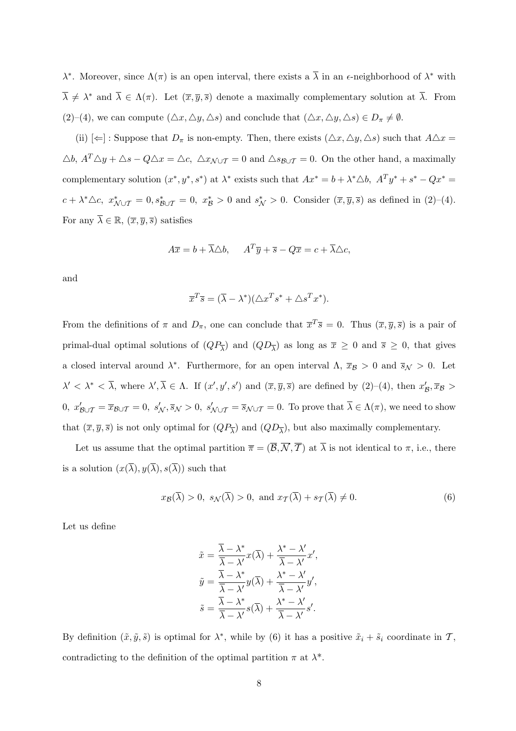$\lambda^*$. Moreover, since $\Lambda(\pi)$ is an open interval, there exists a $\overline{\lambda}$ in an $\epsilon$-neighborhood of $\lambda^*$ with $\overline{\lambda} \neq \lambda^*$ and $\overline{\lambda} \in \Lambda(\pi)$. Let $(\overline{x}, \overline{y}, \overline{s})$ denote a maximally complementary solution at $\overline{\lambda}$. From (2)–(4), we can compute $(\triangle x, \triangle y, \triangle s)$ and conclude that $(\triangle x, \triangle y, \triangle s) \in D_\pi \neq \emptyset$.

(ii) [$\Leftarrow$] : Suppose that $D_\pi$ is non-empty. Then, there exists $(\triangle x, \triangle y, \triangle s)$ such that $A\triangle x = \triangle b$, $A^T\triangle y + \triangle s - Q\triangle x = \triangle c$, $\triangle x_{\mathcal{N}\cup\mathcal{T}} = 0$ and $\triangle s_{\mathcal{B}\cup\mathcal{T}} = 0$. On the other hand, a maximally complementary solution $(x^*, y^*, s^*)$ at $\lambda^*$ exists such that $Ax^* = b + \lambda^*\triangle b$, $A^Ty^* + s^* - Qx^* = c + \lambda^*\triangle c$, $x^*_{\mathcal{N}\cup\mathcal{T}} = 0, s^*_{\mathcal{B}\cup\mathcal{T}} = 0$, $x^*_{\mathcal{B}} > 0$ and $s^*_{\mathcal{N}} > 0$. Consider $(\overline{x}, \overline{y}, \overline{s})$ as defined in (2)–(4). For any $\overline{\lambda} \in \mathbb{R}$, $(\overline{x}, \overline{y}, \overline{s})$ satisfies

$$A\overline{x} = b + \overline{\lambda}\triangle b, \qquad A^T\overline{y} + \overline{s} - Q\overline{x} = c + \overline{\lambda}\triangle c,$$

and

$$\overline{x}^T\overline{s} = (\overline{\lambda} - \lambda^*)(\triangle x^T s^* + \triangle s^T x^*).$$

From the definitions of $\pi$ and $D_\pi$, one can conclude that $\overline{x}^T\overline{s} = 0$. Thus $(\overline{x}, \overline{y}, \overline{s})$ is a pair of primal-dual optimal solutions of $(QP_{\overline{\lambda}})$ and $(QD_{\overline{\lambda}})$ as long as $\overline{x} \geq 0$ and $\overline{s} \geq 0$, that gives a closed interval around $\lambda^*$. Furthermore, for an open interval $\Lambda$, $\overline{x}_{\mathcal{B}} > 0$ and $\overline{s}_{\mathcal{N}} > 0$. Let $\lambda' < \lambda^* < \overline{\lambda}$, where $\lambda', \overline{\lambda} \in \Lambda$. If $(x', y', s')$ and $(\overline{x}, \overline{y}, \overline{s})$ are defined by (2)–(4), then $x'_{\mathcal{B}}, \overline{x}_{\mathcal{B}} > 0$, $x'_{\mathcal{B}\cup\mathcal{T}} = \overline{x}_{\mathcal{B}\cup\mathcal{T}} = 0$, $s'_{\mathcal{N}}, \overline{s}_{\mathcal{N}} > 0$, $s'_{\mathcal{N}\cup\mathcal{T}} = \overline{s}_{\mathcal{N}\cup\mathcal{T}} = 0$. To prove that $\overline{\lambda} \in \Lambda(\pi)$, we need to show that $(\overline{x}, \overline{y}, \overline{s})$ is not only optimal for $(QP_{\overline{\lambda}})$ and $(QD_{\overline{\lambda}})$, but also maximally complementary.

Let us assume that the optimal partition $\overline{\pi} = (\overline{\mathcal{B}}, \overline{\mathcal{N}}, \overline{\mathcal{T}})$ at $\overline{\lambda}$ is not identical to $\pi$, i.e., there is a solution $(x(\overline{\lambda}), y(\overline{\lambda}), s(\overline{\lambda}))$ such that

$$x_{\mathcal{B}}(\overline{\lambda}) > 0, \; s_{\mathcal{N}}(\overline{\lambda}) > 0, \; \text{and } x_{\mathcal{T}}(\overline{\lambda}) + s_{\mathcal{T}}(\overline{\lambda}) \neq 0. \tag{6}$$

Let us define

$$\begin{aligned}
\tilde{x} &= \frac{\overline{\lambda} - \lambda^*}{\overline{\lambda} - \lambda'}x(\overline{\lambda}) + \frac{\lambda^* - \lambda'}{\overline{\lambda} - \lambda'}x', \\
\tilde{y} &= \frac{\overline{\lambda} - \lambda^*}{\overline{\lambda} - \lambda'}y(\overline{\lambda}) + \frac{\lambda^* - \lambda'}{\overline{\lambda} - \lambda'}y', \\
\tilde{s} &= \frac{\overline{\lambda} - \lambda^*}{\overline{\lambda} - \lambda'}s(\overline{\lambda}) + \frac{\lambda^* - \lambda'}{\overline{\lambda} - \lambda'}s'.
\end{aligned}$$

By definition $(\tilde{x}, \tilde{y}, \tilde{s})$ is optimal for $\lambda^*$, while by (6) it has a positive $\tilde{x}_i + \tilde{s}_i$ coordinate in $\mathcal{T}$, contradicting to the definition of the optimal partition $\pi$ at $\lambda^*$.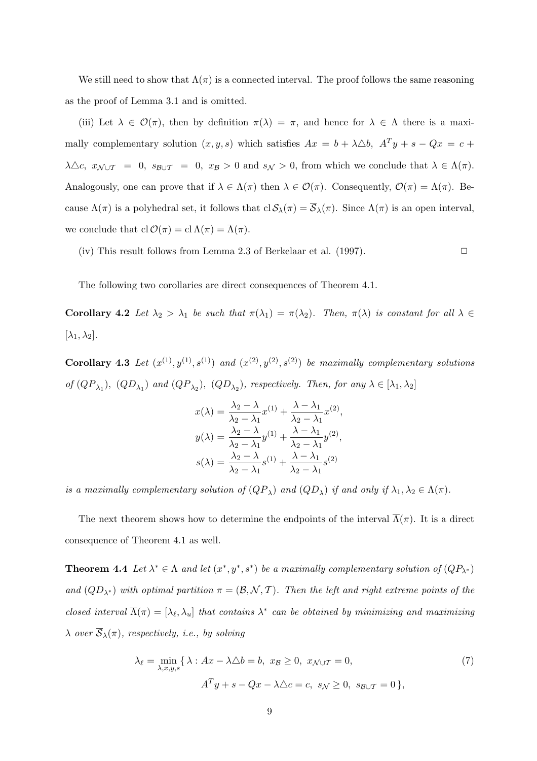We still need to show that $\Lambda(\pi)$ is a connected interval. The proof follows the same reasoning as the proof of Lemma 3.1 and is omitted.

(iii) Let $\lambda \in \mathcal{O}(\pi)$, then by definition $\pi(\lambda) = \pi$, and hence for $\lambda \in \Lambda$ there is a maximally complementary solution $(x, y, s)$ which satisfies $Ax = b + \lambda \triangle b$, $A^T y + s - Qx = c + \lambda \triangle c$, $x_{\mathcal{N} \cup \mathcal{T}} = 0$, $s_{\mathcal{B} \cup \mathcal{T}} = 0$, $x_{\mathcal{B}} > 0$ and $s_{\mathcal{N}} > 0$, from which we conclude that $\lambda \in \Lambda(\pi)$. Analogously, one can prove that if $\lambda \in \Lambda(\pi)$ then $\lambda \in \mathcal{O}(\pi)$. Consequently, $\mathcal{O}(\pi) = \Lambda(\pi)$. Because $\Lambda(\pi)$ is a polyhedral set, it follows that $\operatorname{cl} \mathcal{S}_\lambda(\pi) = \overline{\mathcal{S}}_\lambda(\pi)$. Since $\Lambda(\pi)$ is an open interval, we conclude that $\operatorname{cl} \mathcal{O}(\pi) = \operatorname{cl} \Lambda(\pi) = \overline{\Lambda}(\pi)$.

(iv) This result follows from Lemma 2.3 of Berkelaar et al. (1997). $\square$

The following two corollaries are direct consequences of Theorem 4.1.

**Corollary 4.2** *Let $\lambda_2 > \lambda_1$ be such that $\pi(\lambda_1) = \pi(\lambda_2)$. Then, $\pi(\lambda)$ is constant for all $\lambda \in [\lambda_1, \lambda_2]$.*

**Corollary 4.3** *Let $(x^{(1)}, y^{(1)}, s^{(1)})$ and $(x^{(2)}, y^{(2)}, s^{(2)})$ be maximally complementary solutions of $(QP_{\lambda_1})$, $(QD_{\lambda_1})$ and $(QP_{\lambda_2})$, $(QD_{\lambda_2})$, respectively. Then, for any $\lambda \in [\lambda_1, \lambda_2]$*

$$
\begin{aligned}
x(\lambda) &= \frac{\lambda_2 - \lambda}{\lambda_2 - \lambda_1} x^{(1)} + \frac{\lambda - \lambda_1}{\lambda_2 - \lambda_1} x^{(2)}, \\
y(\lambda) &= \frac{\lambda_2 - \lambda}{\lambda_2 - \lambda_1} y^{(1)} + \frac{\lambda - \lambda_1}{\lambda_2 - \lambda_1} y^{(2)}, \\
s(\lambda) &= \frac{\lambda_2 - \lambda}{\lambda_2 - \lambda_1} s^{(1)} + \frac{\lambda - \lambda_1}{\lambda_2 - \lambda_1} s^{(2)}
\end{aligned}
$$

*is a maximally complementary solution of $(QP_\lambda)$ and $(QD_\lambda)$ if and only if $\lambda_1, \lambda_2 \in \Lambda(\pi)$.*

The next theorem shows how to determine the endpoints of the interval $\overline{\Lambda}(\pi)$. It is a direct consequence of Theorem 4.1 as well.

**Theorem 4.4** *Let $\lambda^* \in \Lambda$ and let $(x^*, y^*, s^*)$ be a maximally complementary solution of $(QP_{\lambda^*})$ and $(QD_{\lambda^*})$ with optimal partition $\pi = (\mathcal{B}, \mathcal{N}, \mathcal{T})$. Then the left and right extreme points of the closed interval $\overline{\Lambda}(\pi) = [\lambda_\ell, \lambda_u]$ that contains $\lambda^*$ can be obtained by minimizing and maximizing $\lambda$ over $\overline{\mathcal{S}}_\lambda(\pi)$, respectively, i.e., by solving*

$$
\begin{aligned}
\lambda_\ell = \min_{\lambda, x, y, s} \{ \, \lambda : \; & Ax - \lambda \triangle b = b, \; x_{\mathcal{B}} \geq 0, \; x_{\mathcal{N} \cup \mathcal{T}} = 0, \\
& A^T y + s - Qx - \lambda \triangle c = c, \; s_{\mathcal{N}} \geq 0, \; s_{\mathcal{B} \cup \mathcal{T}} = 0 \, \},
\end{aligned} \tag{7}
$$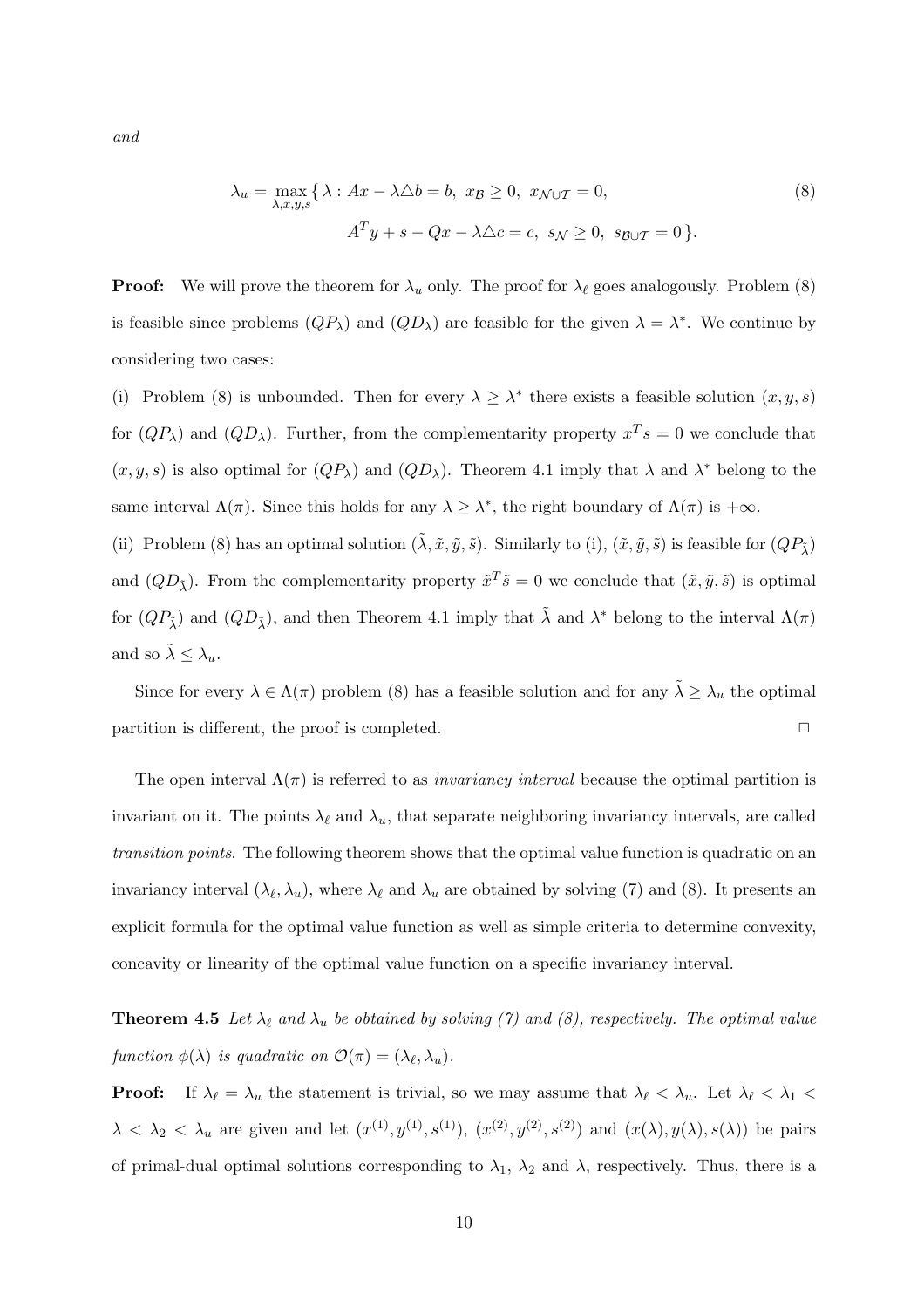*and*

$$\lambda_u = \max_{\lambda,x,y,s} \{ \lambda : Ax - \lambda \triangle b = b,\ x_{\mathcal{B}} \geq 0,\ x_{\mathcal{N} \cup \mathcal{T}} = 0, \qquad (8)$$
$$A^T y + s - Qx - \lambda \triangle c = c,\ s_{\mathcal{N}} \geq 0,\ s_{\mathcal{B} \cup \mathcal{T}} = 0 \}.$$

**Proof:** We will prove the theorem for $\lambda_u$ only. The proof for $\lambda_\ell$ goes analogously. Problem (8) is feasible since problems $(QP_\lambda)$ and $(QD_\lambda)$ are feasible for the given $\lambda = \lambda^*$. We continue by considering two cases:

(i) Problem (8) is unbounded. Then for every $\lambda \geq \lambda^*$ there exists a feasible solution $(x, y, s)$ for $(QP_\lambda)$ and $(QD_\lambda)$. Further, from the complementarity property $x^T s = 0$ we conclude that $(x, y, s)$ is also optimal for $(QP_\lambda)$ and $(QD_\lambda)$. Theorem 4.1 imply that $\lambda$ and $\lambda^*$ belong to the same interval $\Lambda(\pi)$. Since this holds for any $\lambda \geq \lambda^*$, the right boundary of $\Lambda(\pi)$ is $+\infty$.

(ii) Problem (8) has an optimal solution $(\tilde{\lambda}, \tilde{x}, \tilde{y}, \tilde{s})$. Similarly to (i), $(\tilde{x}, \tilde{y}, \tilde{s})$ is feasible for $(QP_{\tilde{\lambda}})$ and $(QD_{\tilde{\lambda}})$. From the complementarity property $\tilde{x}^T \tilde{s} = 0$ we conclude that $(\tilde{x}, \tilde{y}, \tilde{s})$ is optimal for $(QP_{\tilde{\lambda}})$ and $(QD_{\tilde{\lambda}})$, and then Theorem 4.1 imply that $\tilde{\lambda}$ and $\lambda^*$ belong to the interval $\Lambda(\pi)$ and so $\tilde{\lambda} \leq \lambda_u$.

Since for every $\lambda \in \Lambda(\pi)$ problem (8) has a feasible solution and for any $\tilde{\lambda} \geq \lambda_u$ the optimal partition is different, the proof is completed. □

The open interval $\Lambda(\pi)$ is referred to as *invariancy interval* because the optimal partition is invariant on it. The points $\lambda_\ell$ and $\lambda_u$, that separate neighboring invariancy intervals, are called *transition points*. The following theorem shows that the optimal value function is quadratic on an invariancy interval $(\lambda_\ell, \lambda_u)$, where $\lambda_\ell$ and $\lambda_u$ are obtained by solving (7) and (8). It presents an explicit formula for the optimal value function as well as simple criteria to determine convexity, concavity or linearity of the optimal value function on a specific invariancy interval.

**Theorem 4.5** *Let $\lambda_\ell$ and $\lambda_u$ be obtained by solving (7) and (8), respectively. The optimal value function $\phi(\lambda)$ is quadratic on $\mathcal{O}(\pi) = (\lambda_\ell, \lambda_u)$.*

**Proof:** If $\lambda_\ell = \lambda_u$ the statement is trivial, so we may assume that $\lambda_\ell < \lambda_u$. Let $\lambda_\ell < \lambda_1 < \lambda < \lambda_2 < \lambda_u$ are given and let $(x^{(1)}, y^{(1)}, s^{(1)})$, $(x^{(2)}, y^{(2)}, s^{(2)})$ and $(x(\lambda), y(\lambda), s(\lambda))$ be pairs of primal-dual optimal solutions corresponding to $\lambda_1$, $\lambda_2$ and $\lambda$, respectively. Thus, there is a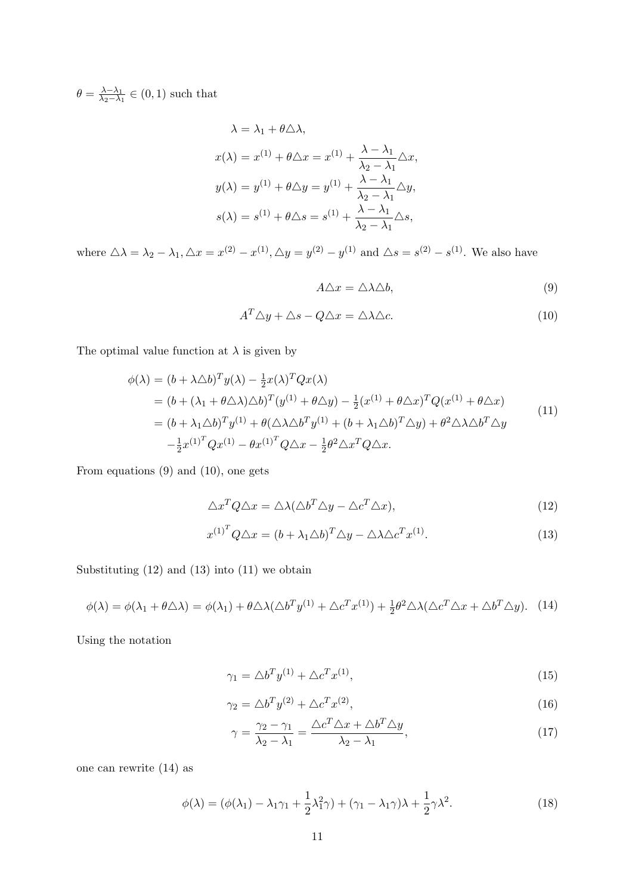$\theta = \frac{\lambda - \lambda_1}{\lambda_2 - \lambda_1} \in (0,1)$ such that

$$
\begin{aligned}
\lambda &= \lambda_1 + \theta \triangle\lambda, \\
x(\lambda) &= x^{(1)} + \theta \triangle x = x^{(1)} + \frac{\lambda - \lambda_1}{\lambda_2 - \lambda_1} \triangle x, \\
y(\lambda) &= y^{(1)} + \theta \triangle y = y^{(1)} + \frac{\lambda - \lambda_1}{\lambda_2 - \lambda_1} \triangle y, \\
s(\lambda) &= s^{(1)} + \theta \triangle s = s^{(1)} + \frac{\lambda - \lambda_1}{\lambda_2 - \lambda_1} \triangle s,
\end{aligned}
$$

where $\triangle\lambda = \lambda_2 - \lambda_1, \triangle x = x^{(2)} - x^{(1)}, \triangle y = y^{(2)} - y^{(1)}$ and $\triangle s = s^{(2)} - s^{(1)}$. We also have

$$
A \triangle x = \triangle\lambda \triangle b, \tag{9}
$$

$$
A^T \triangle y + \triangle s - Q \triangle x = \triangle\lambda \triangle c. \tag{10}
$$

The optimal value function at $\lambda$ is given by

$$
\begin{aligned}
\phi(\lambda) &= (b + \lambda \triangle b)^T y(\lambda) - \tfrac{1}{2} x(\lambda)^T Q x(\lambda) \\
&= (b + (\lambda_1 + \theta \triangle\lambda)\triangle b)^T (y^{(1)} + \theta \triangle y) - \tfrac{1}{2}(x^{(1)} + \theta \triangle x)^T Q (x^{(1)} + \theta \triangle x) \\
&= (b + \lambda_1 \triangle b)^T y^{(1)} + \theta(\triangle\lambda \triangle b^T y^{(1)} + (b + \lambda_1 \triangle b)^T \triangle y) + \theta^2 \triangle\lambda \triangle b^T \triangle y \\
&\quad - \tfrac{1}{2} {x^{(1)}}^T Q x^{(1)} - \theta {x^{(1)}}^T Q \triangle x - \tfrac{1}{2}\theta^2 \triangle x^T Q \triangle x.
\end{aligned} \tag{11}
$$

From equations (9) and (10), one gets

$$
\triangle x^T Q \triangle x = \triangle\lambda(\triangle b^T \triangle y - \triangle c^T \triangle x), \tag{12}
$$

$$
{x^{(1)}}^T Q \triangle x = (b + \lambda_1 \triangle b)^T \triangle y - \triangle\lambda \triangle c^T x^{(1)}. \tag{13}
$$

Substituting (12) and (13) into (11) we obtain

$$
\phi(\lambda) = \phi(\lambda_1 + \theta \triangle\lambda) = \phi(\lambda_1) + \theta \triangle\lambda(\triangle b^T y^{(1)} + \triangle c^T x^{(1)}) + \tfrac{1}{2}\theta^2 \triangle\lambda(\triangle c^T \triangle x + \triangle b^T \triangle y). \tag{14}
$$

Using the notation

$$
\gamma_1 = \triangle b^T y^{(1)} + \triangle c^T x^{(1)}, \tag{15}
$$

$$
\gamma_2 = \triangle b^T y^{(2)} + \triangle c^T x^{(2)}, \tag{16}
$$

$$
\gamma = \frac{\gamma_2 - \gamma_1}{\lambda_2 - \lambda_1} = \frac{\triangle c^T \triangle x + \triangle b^T \triangle y}{\lambda_2 - \lambda_1}, \tag{17}
$$

one can rewrite (14) as

$$
\phi(\lambda) = (\phi(\lambda_1) - \lambda_1 \gamma_1 + \frac{1}{2}\lambda_1^2 \gamma) + (\gamma_1 - \lambda_1 \gamma)\lambda + \frac{1}{2}\gamma \lambda^2. \tag{18}
$$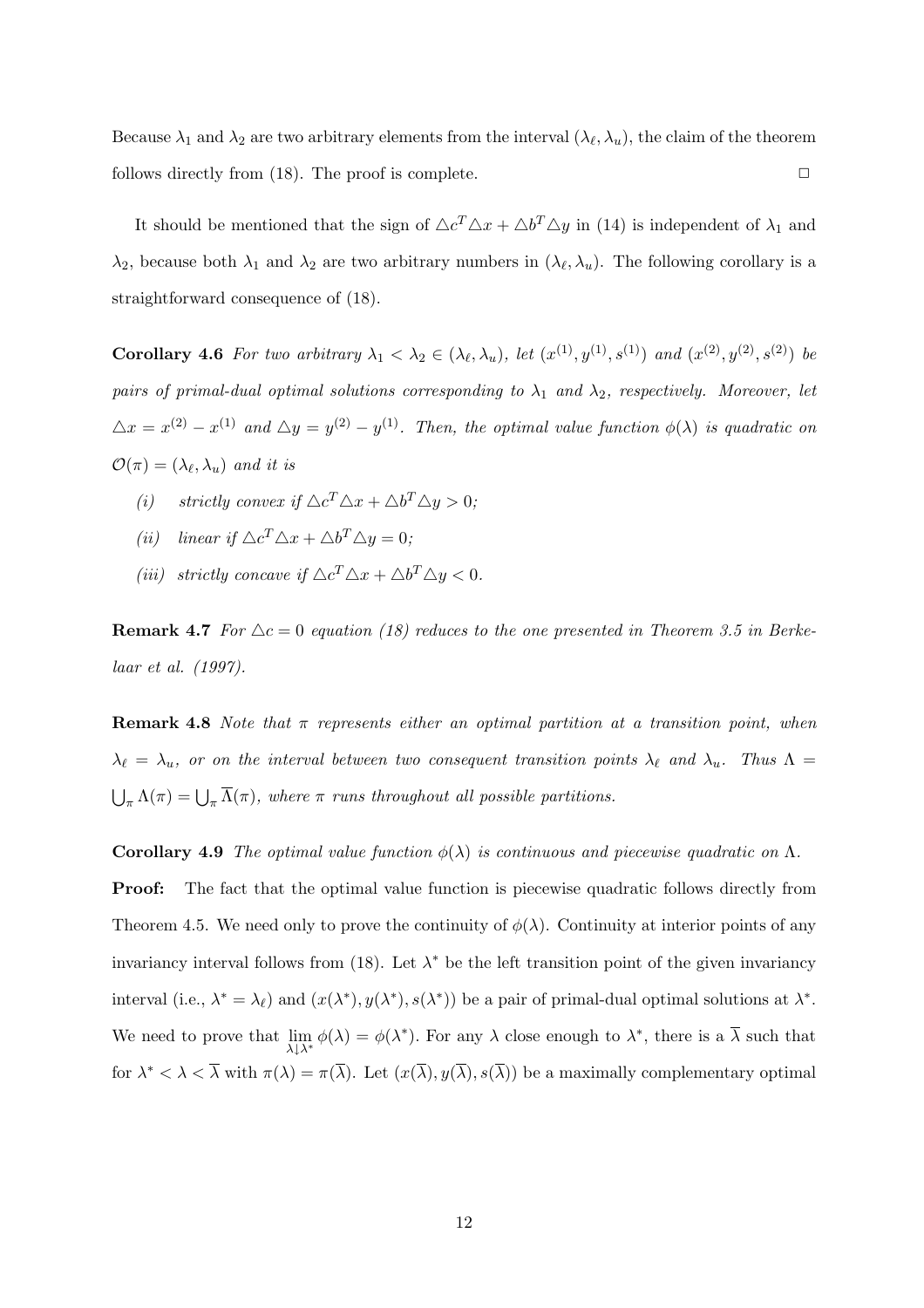Because $\lambda_1$ and $\lambda_2$ are two arbitrary elements from the interval $(\lambda_\ell, \lambda_u)$, the claim of the theorem follows directly from (18). The proof is complete. $\square$

It should be mentioned that the sign of $\triangle c^T \triangle x + \triangle b^T \triangle y$ in (14) is independent of $\lambda_1$ and $\lambda_2$, because both $\lambda_1$ and $\lambda_2$ are two arbitrary numbers in $(\lambda_\ell, \lambda_u)$. The following corollary is a straightforward consequence of (18).

**Corollary 4.6** *For two arbitrary $\lambda_1 < \lambda_2 \in (\lambda_\ell, \lambda_u)$, let $(x^{(1)}, y^{(1)}, s^{(1)})$ and $(x^{(2)}, y^{(2)}, s^{(2)})$ be pairs of primal-dual optimal solutions corresponding to $\lambda_1$ and $\lambda_2$, respectively. Moreover, let $\triangle x = x^{(2)} - x^{(1)}$ and $\triangle y = y^{(2)} - y^{(1)}$. Then, the optimal value function $\phi(\lambda)$ is quadratic on $\mathcal{O}(\pi) = (\lambda_\ell, \lambda_u)$ and it is*

- *(i) strictly convex if $\triangle c^T \triangle x + \triangle b^T \triangle y > 0$;*
- *(ii) linear if $\triangle c^T \triangle x + \triangle b^T \triangle y = 0$;*
- *(iii) strictly concave if $\triangle c^T \triangle x + \triangle b^T \triangle y < 0$.*

**Remark 4.7** *For $\triangle c = 0$ equation (18) reduces to the one presented in Theorem 3.5 in Berkelaar et al. (1997).*

**Remark 4.8** *Note that $\pi$ represents either an optimal partition at a transition point, when $\lambda_\ell = \lambda_u$, or on the interval between two consequent transition points $\lambda_\ell$ and $\lambda_u$. Thus $\Lambda = \bigcup_\pi \Lambda(\pi) = \bigcup_\pi \overline{\Lambda}(\pi)$, where $\pi$ runs throughout all possible partitions.*

**Corollary 4.9** *The optimal value function $\phi(\lambda)$ is continuous and piecewise quadratic on $\Lambda$.*

**Proof:** The fact that the optimal value function is piecewise quadratic follows directly from Theorem 4.5. We need only to prove the continuity of $\phi(\lambda)$. Continuity at interior points of any invariancy interval follows from (18). Let $\lambda^*$ be the left transition point of the given invariancy interval (i.e., $\lambda^* = \lambda_\ell$) and $(x(\lambda^*), y(\lambda^*), s(\lambda^*))$ be a pair of primal-dual optimal solutions at $\lambda^*$. We need to prove that $\lim_{\lambda \downarrow \lambda^*} \phi(\lambda) = \phi(\lambda^*)$. For any $\lambda$ close enough to $\lambda^*$, there is a $\overline{\lambda}$ such that for $\lambda^* < \lambda < \overline{\lambda}$ with $\pi(\lambda) = \pi(\overline{\lambda})$. Let $(x(\overline{\lambda}), y(\overline{\lambda}), s(\overline{\lambda}))$ be a maximally complementary optimal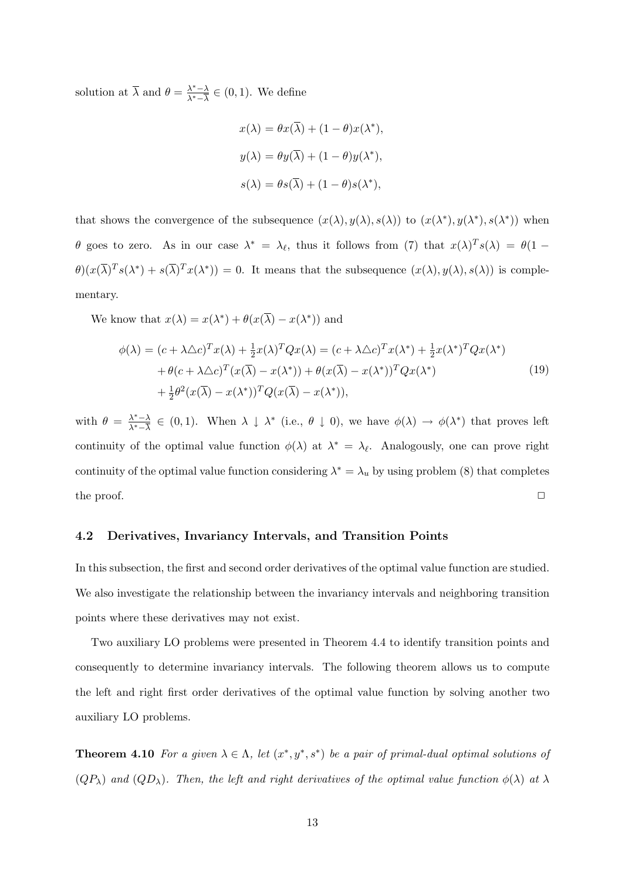solution at $\overline{\lambda}$ and $\theta = \frac{\lambda^* - \lambda}{\lambda^* - \overline{\lambda}} \in (0,1)$. We define

$$
\begin{aligned}
x(\lambda) &= \theta x(\overline{\lambda}) + (1-\theta) x(\lambda^*), \\
y(\lambda) &= \theta y(\overline{\lambda}) + (1-\theta) y(\lambda^*), \\
s(\lambda) &= \theta s(\overline{\lambda}) + (1-\theta) s(\lambda^*),
\end{aligned}
$$

that shows the convergence of the subsequence $(x(\lambda), y(\lambda), s(\lambda))$ to $(x(\lambda^*), y(\lambda^*), s(\lambda^*))$ when $\theta$ goes to zero. As in our case $\lambda^* = \lambda_\ell$, thus it follows from (7) that $x(\lambda)^T s(\lambda) = \theta(1-\theta)(x(\overline{\lambda})^T s(\lambda^*) + s(\overline{\lambda})^T x(\lambda^*)) = 0$. It means that the subsequence $(x(\lambda), y(\lambda), s(\lambda))$ is complementary.

We know that $x(\lambda) = x(\lambda^*) + \theta(x(\overline{\lambda}) - x(\lambda^*))$ and

$$
\begin{aligned}
\phi(\lambda) = (c + \lambda \triangle c)^T x(\lambda) + \tfrac{1}{2} x(\lambda)^T Q x(\lambda) &= (c + \lambda \triangle c)^T x(\lambda^*) + \tfrac{1}{2} x(\lambda^*)^T Q x(\lambda^*) \\
&+ \theta (c + \lambda \triangle c)^T (x(\overline{\lambda}) - x(\lambda^*)) + \theta (x(\overline{\lambda}) - x(\lambda^*))^T Q x(\lambda^*) \\
&+ \tfrac{1}{2} \theta^2 (x(\overline{\lambda}) - x(\lambda^*))^T Q (x(\overline{\lambda}) - x(\lambda^*)),
\end{aligned} \tag{19}
$$

with $\theta = \frac{\lambda^* - \lambda}{\lambda^* - \overline{\lambda}} \in (0,1)$. When $\lambda \downarrow \lambda^*$ (i.e., $\theta \downarrow 0$), we have $\phi(\lambda) \to \phi(\lambda^*)$ that proves left continuity of the optimal value function $\phi(\lambda)$ at $\lambda^* = \lambda_\ell$. Analogously, one can prove right continuity of the optimal value function considering $\lambda^* = \lambda_u$ by using problem (8) that completes the proof. $\square$

### 4.2 Derivatives, Invariancy Intervals, and Transition Points

In this subsection, the first and second order derivatives of the optimal value function are studied. We also investigate the relationship between the invariancy intervals and neighboring transition points where these derivatives may not exist.

Two auxiliary LO problems were presented in Theorem 4.4 to identify transition points and consequently to determine invariancy intervals. The following theorem allows us to compute the left and right first order derivatives of the optimal value function by solving another two auxiliary LO problems.

**Theorem 4.10** *For a given $\lambda \in \Lambda$, let $(x^*, y^*, s^*)$ be a pair of primal-dual optimal solutions of $(QP_\lambda)$ and $(QD_\lambda)$. Then, the left and right derivatives of the optimal value function $\phi(\lambda)$ at $\lambda$*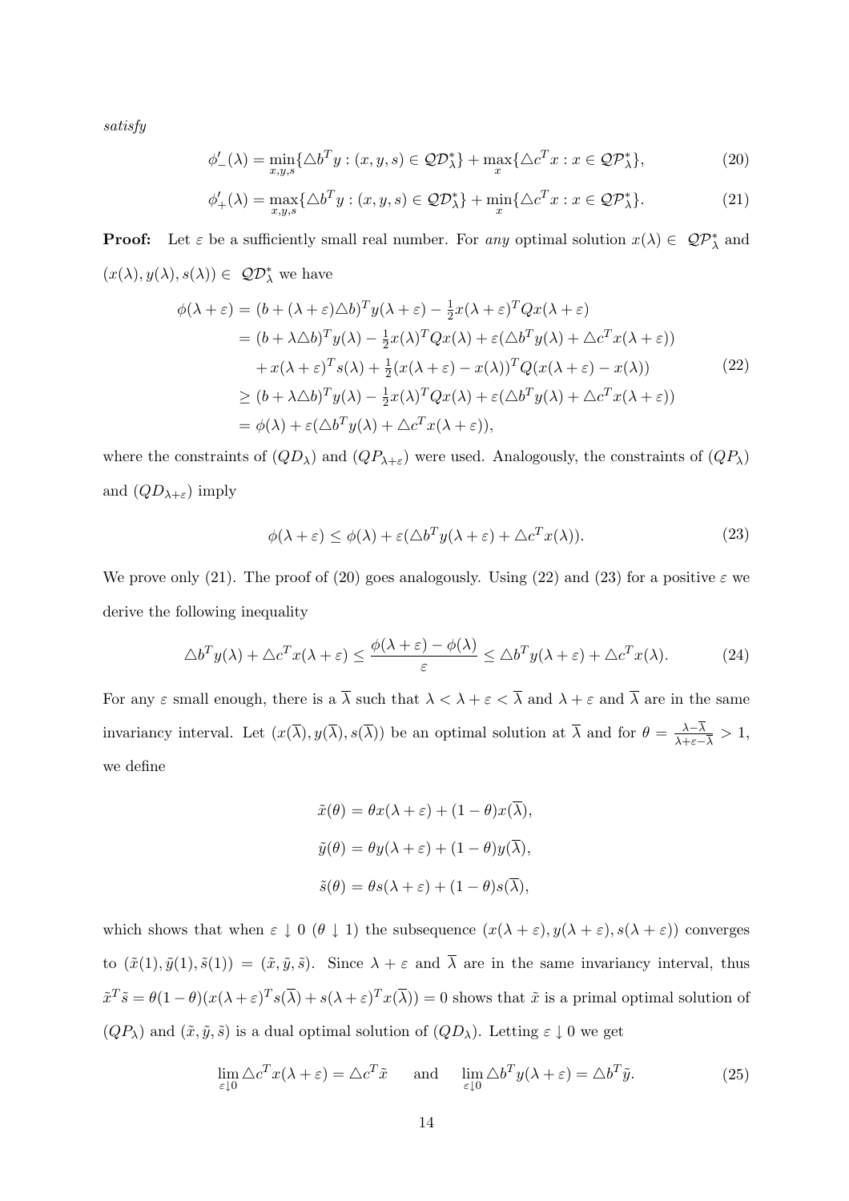*satisfy*

$$\phi'_{-}(\lambda) = \min_{x,y,s}\{\triangle b^T y : (x, y, s) \in \mathcal{QD}^*_\lambda\} + \max_{x}\{\triangle c^T x : x \in \mathcal{QP}^*_\lambda\}, \tag{20}$$

$$\phi'_{+}(\lambda) = \max_{x,y,s}\{\triangle b^T y : (x, y, s) \in \mathcal{QD}^*_\lambda\} + \min_{x}\{\triangle c^T x : x \in \mathcal{QP}^*_\lambda\}. \tag{21}$$

**Proof:** Let $\varepsilon$ be a sufficiently small real number. For *any* optimal solution $x(\lambda) \in \mathcal{QP}^*_\lambda$ and $(x(\lambda), y(\lambda), s(\lambda)) \in \mathcal{QD}^*_\lambda$ we have

$$\begin{aligned}
\phi(\lambda+\varepsilon) &= (b + (\lambda+\varepsilon)\triangle b)^T y(\lambda+\varepsilon) - \tfrac{1}{2}x(\lambda+\varepsilon)^T Q x(\lambda+\varepsilon) \\
&= (b + \lambda\triangle b)^T y(\lambda) - \tfrac{1}{2}x(\lambda)^T Q x(\lambda) + \varepsilon(\triangle b^T y(\lambda) + \triangle c^T x(\lambda+\varepsilon)) \\
&\quad + x(\lambda+\varepsilon)^T s(\lambda) + \tfrac{1}{2}(x(\lambda+\varepsilon) - x(\lambda))^T Q (x(\lambda+\varepsilon) - x(\lambda)) \\
&\geq (b + \lambda\triangle b)^T y(\lambda) - \tfrac{1}{2}x(\lambda)^T Q x(\lambda) + \varepsilon(\triangle b^T y(\lambda) + \triangle c^T x(\lambda+\varepsilon)) \\
&= \phi(\lambda) + \varepsilon(\triangle b^T y(\lambda) + \triangle c^T x(\lambda+\varepsilon)),
\end{aligned} \tag{22}$$

where the constraints of $(QD_\lambda)$ and $(QP_{\lambda+\varepsilon})$ were used. Analogously, the constraints of $(QP_\lambda)$ and $(QD_{\lambda+\varepsilon})$ imply

$$\phi(\lambda+\varepsilon) \leq \phi(\lambda) + \varepsilon(\triangle b^T y(\lambda+\varepsilon) + \triangle c^T x(\lambda)). \tag{23}$$

We prove only (21). The proof of (20) goes analogously. Using (22) and (23) for a positive $\varepsilon$ we derive the following inequality

$$\triangle b^T y(\lambda) + \triangle c^T x(\lambda+\varepsilon) \leq \frac{\phi(\lambda+\varepsilon) - \phi(\lambda)}{\varepsilon} \leq \triangle b^T y(\lambda+\varepsilon) + \triangle c^T x(\lambda). \tag{24}$$

For any $\varepsilon$ small enough, there is a $\overline{\lambda}$ such that $\lambda < \lambda+\varepsilon < \overline{\lambda}$ and $\lambda+\varepsilon$ and $\overline{\lambda}$ are in the same invariancy interval. Let $(x(\overline{\lambda}), y(\overline{\lambda}), s(\overline{\lambda}))$ be an optimal solution at $\overline{\lambda}$ and for $\theta = \frac{\lambda - \overline{\lambda}}{\lambda+\varepsilon-\overline{\lambda}} > 1$, we define

$$\tilde{x}(\theta) = \theta x(\lambda+\varepsilon) + (1-\theta)x(\overline{\lambda}),$$

$$\tilde{y}(\theta) = \theta y(\lambda+\varepsilon) + (1-\theta)y(\overline{\lambda}),$$

$$\tilde{s}(\theta) = \theta s(\lambda+\varepsilon) + (1-\theta)s(\overline{\lambda}),$$

which shows that when $\varepsilon \downarrow 0$ ($\theta \downarrow 1$) the subsequence $(x(\lambda+\varepsilon), y(\lambda+\varepsilon), s(\lambda+\varepsilon))$ converges to $(\tilde{x}(1), \tilde{y}(1), \tilde{s}(1)) = (\tilde{x}, \tilde{y}, \tilde{s})$. Since $\lambda+\varepsilon$ and $\overline{\lambda}$ are in the same invariancy interval, thus $\tilde{x}^T\tilde{s} = \theta(1-\theta)(x(\lambda+\varepsilon)^T s(\overline{\lambda}) + s(\lambda+\varepsilon)^T x(\overline{\lambda})) = 0$ shows that $\tilde{x}$ is a primal optimal solution of $(QP_\lambda)$ and $(\tilde{x}, \tilde{y}, \tilde{s})$ is a dual optimal solution of $(QD_\lambda)$. Letting $\varepsilon \downarrow 0$ we get

$$\lim_{\varepsilon\downarrow 0} \triangle c^T x(\lambda+\varepsilon) = \triangle c^T \tilde{x} \quad \text{and} \quad \lim_{\varepsilon\downarrow 0} \triangle b^T y(\lambda+\varepsilon) = \triangle b^T \tilde{y}. \tag{25}$$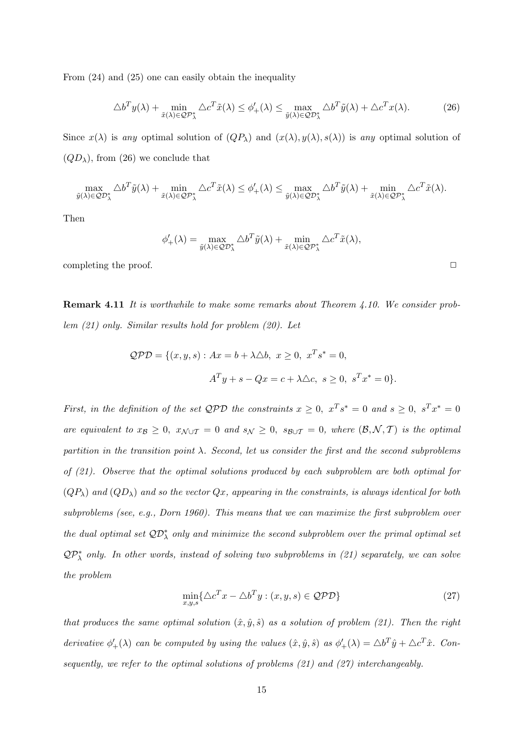From (24) and (25) one can easily obtain the inequality

$$\triangle b^T y(\lambda) + \min_{\tilde{x}(\lambda)\in \mathcal{QP}^*_\lambda} \triangle c^T \tilde{x}(\lambda) \le \phi'_+(\lambda) \le \max_{\tilde{y}(\lambda)\in \mathcal{QD}^*_\lambda} \triangle b^T \tilde{y}(\lambda) + \triangle c^T x(\lambda). \tag{26}$$

Since $x(\lambda)$ is *any* optimal solution of $(QP_\lambda)$ and $(x(\lambda), y(\lambda), s(\lambda))$ is *any* optimal solution of $(QD_\lambda)$, from (26) we conclude that

$$\max_{\tilde{y}(\lambda)\in \mathcal{QD}^*_\lambda} \triangle b^T \tilde{y}(\lambda) + \min_{\tilde{x}(\lambda)\in \mathcal{QP}^*_\lambda} \triangle c^T \tilde{x}(\lambda) \le \phi'_+(\lambda) \le \max_{\tilde{y}(\lambda)\in \mathcal{QD}^*_\lambda} \triangle b^T \tilde{y}(\lambda) + \min_{\tilde{x}(\lambda)\in \mathcal{QP}^*_\lambda} \triangle c^T \tilde{x}(\lambda).$$

Then

$$\phi'_+(\lambda) = \max_{\tilde{y}(\lambda)\in \mathcal{QD}^*_\lambda} \triangle b^T \tilde{y}(\lambda) + \min_{\tilde{x}(\lambda)\in \mathcal{QP}^*_\lambda} \triangle c^T \tilde{x}(\lambda),$$

completing the proof. □

**Remark 4.11** *It is worthwhile to make some remarks about Theorem 4.10. We consider problem (21) only. Similar results hold for problem (20). Let*

$$\mathcal{QPD} = \{(x, y, s) : Ax = b + \lambda\triangle b,\ x \ge 0,\ x^T s^* = 0,$$
$$A^T y + s - Qx = c + \lambda\triangle c,\ s \ge 0,\ s^T x^* = 0\}.$$

*First, in the definition of the set* $\mathcal{QPD}$ *the constraints* $x \ge 0,\ x^T s^* = 0$ *and* $s \ge 0,\ s^T x^* = 0$ *are equivalent to* $x_{\mathcal{B}} \ge 0,\ x_{\mathcal{N}\cup\mathcal{T}} = 0$ *and* $s_{\mathcal{N}} \ge 0,\ s_{\mathcal{B}\cup\mathcal{T}} = 0$*, where* $(\mathcal{B}, \mathcal{N}, \mathcal{T})$ *is the optimal partition in the transition point* $\lambda$*. Second, let us consider the first and the second subproblems of (21). Observe that the optimal solutions produced by each subproblem are both optimal for* $(QP_\lambda)$ *and* $(QD_\lambda)$ *and so the vector* $Qx$*, appearing in the constraints, is always identical for both subproblems (see, e.g., Dorn 1960). This means that we can maximize the first subproblem over the dual optimal set* $\mathcal{QD}^*_\lambda$ *only and minimize the second subproblem over the primal optimal set* $\mathcal{QP}^*_\lambda$ *only. In other words, instead of solving two subproblems in (21) separately, we can solve the problem*

$$\min_{x,y,s}\{\triangle c^T x - \triangle b^T y : (x, y, s) \in \mathcal{QPD}\} \tag{27}$$

*that produces the same optimal solution* $(\hat{x}, \hat{y}, \hat{s})$ *as a solution of problem (21). Then the right derivative* $\phi'_+(\lambda)$ *can be computed by using the values* $(\hat{x}, \hat{y}, \hat{s})$ *as* $\phi'_+(\lambda) = \triangle b^T \hat{y} + \triangle c^T \hat{x}$*. Consequently, we refer to the optimal solutions of problems (21) and (27) interchangeably.*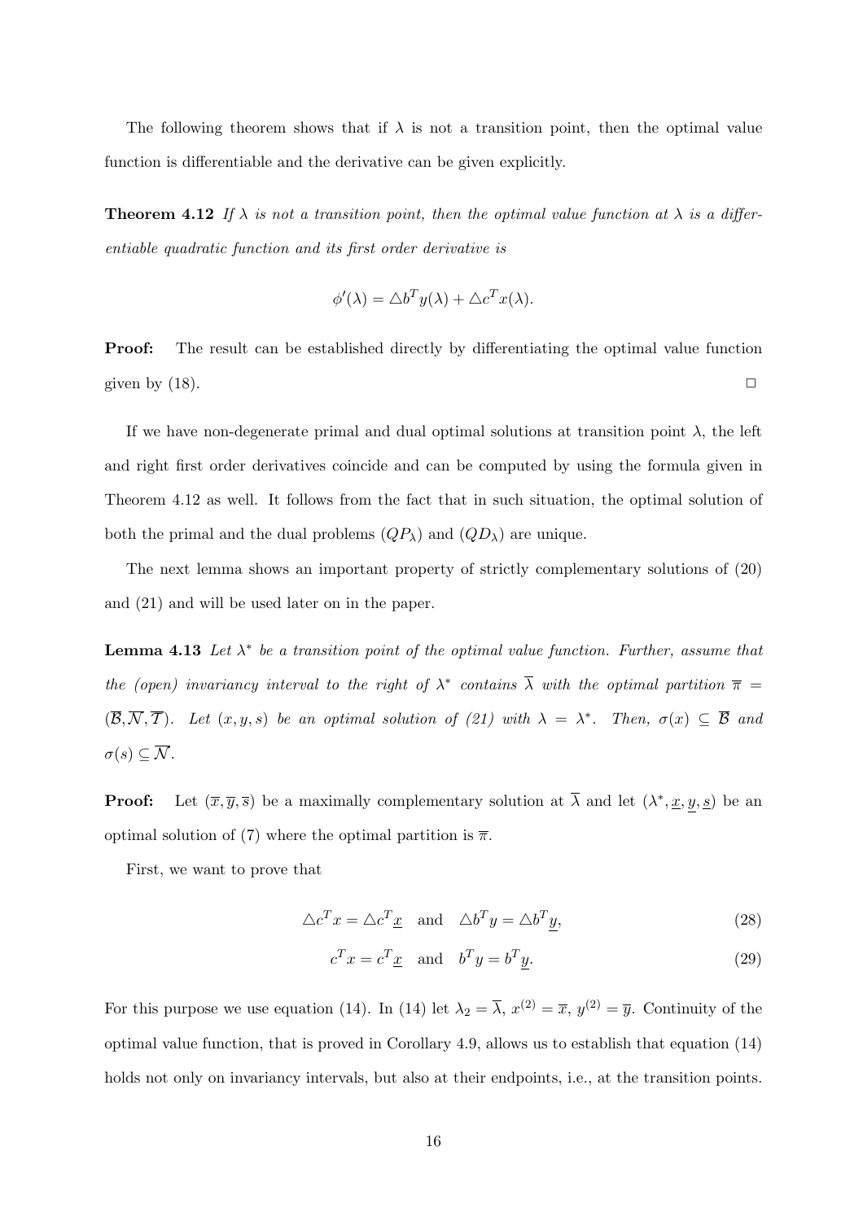The following theorem shows that if $\lambda$ is not a transition point, then the optimal value function is differentiable and the derivative can be given explicitly.

**Theorem 4.12** *If $\lambda$ is not a transition point, then the optimal value function at $\lambda$ is a differentiable quadratic function and its first order derivative is*

$$\phi'(\lambda) = \triangle b^T y(\lambda) + \triangle c^T x(\lambda).$$

**Proof:** The result can be established directly by differentiating the optimal value function given by (18). $\square$

If we have non-degenerate primal and dual optimal solutions at transition point $\lambda$, the left and right first order derivatives coincide and can be computed by using the formula given in Theorem 4.12 as well. It follows from the fact that in such situation, the optimal solution of both the primal and the dual problems $(QP_\lambda)$ and $(QD_\lambda)$ are unique.

The next lemma shows an important property of strictly complementary solutions of (20) and (21) and will be used later on in the paper.

**Lemma 4.13** *Let $\lambda^*$ be a transition point of the optimal value function. Further, assume that the (open) invariancy interval to the right of $\lambda^*$ contains $\overline{\lambda}$ with the optimal partition $\overline{\pi} = (\overline{\mathcal{B}}, \overline{\mathcal{N}}, \overline{\mathcal{T}})$. Let $(x, y, s)$ be an optimal solution of (21) with $\lambda = \lambda^*$. Then, $\sigma(x) \subseteq \overline{\mathcal{B}}$ and $\sigma(s) \subseteq \overline{\mathcal{N}}$.*

**Proof:** Let $(\overline{x}, \overline{y}, \overline{s})$ be a maximally complementary solution at $\overline{\lambda}$ and let $(\lambda^*, \underline{x}, \underline{y}, \underline{s})$ be an optimal solution of (7) where the optimal partition is $\overline{\pi}$.

First, we want to prove that

$$\triangle c^T x = \triangle c^T \underline{x} \quad \text{and} \quad \triangle b^T y = \triangle b^T \underline{y}, \tag{28}$$

$$c^T x = c^T \underline{x} \quad \text{and} \quad b^T y = b^T \underline{y}. \tag{29}$$

For this purpose we use equation (14). In (14) let $\lambda_2 = \overline{\lambda}$, $x^{(2)} = \overline{x}$, $y^{(2)} = \overline{y}$. Continuity of the optimal value function, that is proved in Corollary 4.9, allows us to establish that equation (14) holds not only on invariancy intervals, but also at their endpoints, i.e., at the transition points.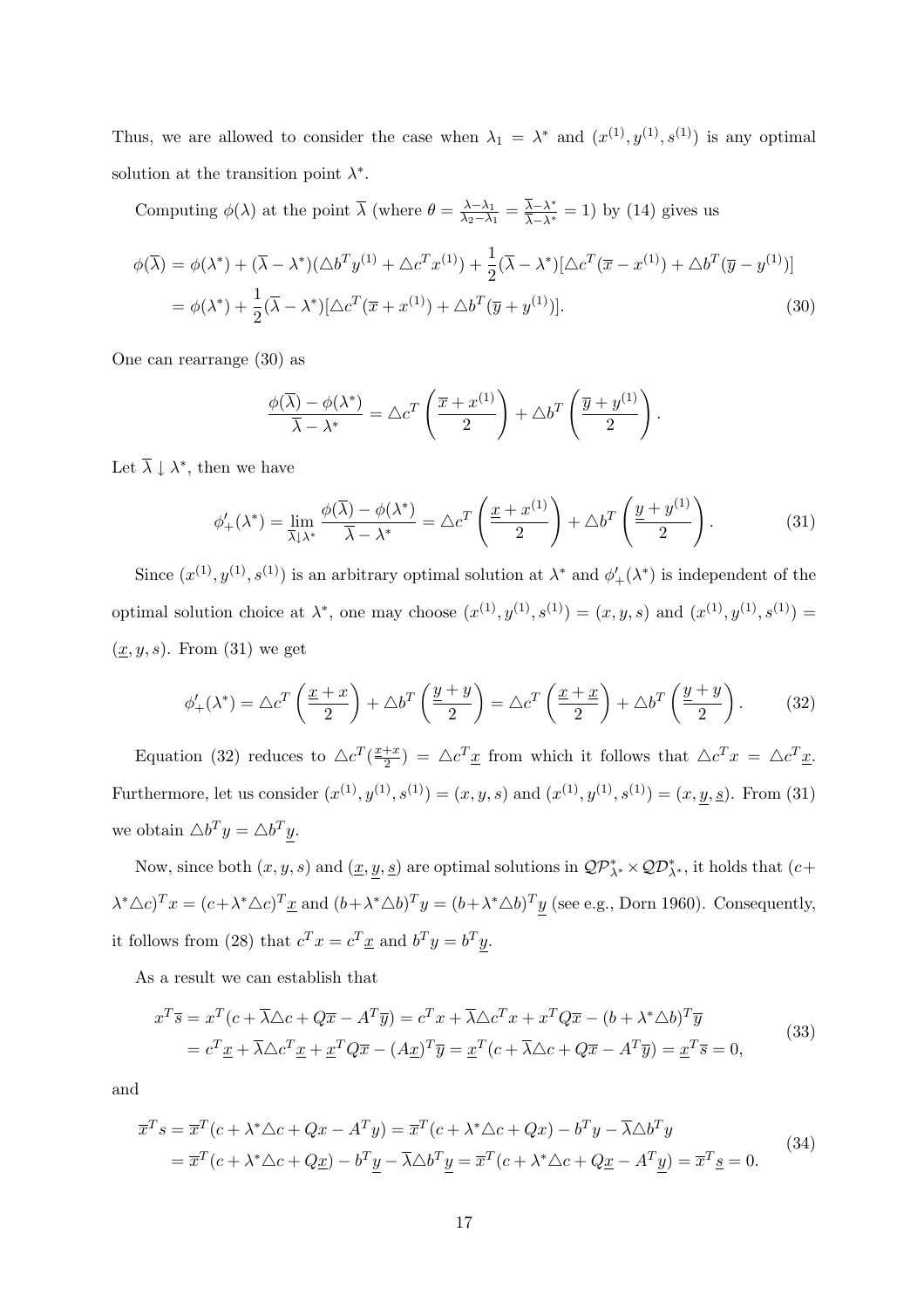Thus, we are allowed to consider the case when $\lambda_1 = \lambda^*$ and $(x^{(1)}, y^{(1)}, s^{(1)})$ is any optimal solution at the transition point $\lambda^*$.

Computing $\phi(\lambda)$ at the point $\overline{\lambda}$ (where $\theta = \frac{\lambda - \lambda_1}{\lambda_2 - \lambda_1} = \frac{\overline{\lambda} - \lambda^*}{\overline{\lambda} - \lambda^*} = 1$) by (14) gives us

$$
\begin{aligned}
\phi(\overline{\lambda}) &= \phi(\lambda^*) + (\overline{\lambda} - \lambda^*)(\triangle b^T y^{(1)} + \triangle c^T x^{(1)}) + \frac{1}{2}(\overline{\lambda} - \lambda^*)[\triangle c^T(\overline{x} - x^{(1)}) + \triangle b^T(\overline{y} - y^{(1)})] \\
&= \phi(\lambda^*) + \frac{1}{2}(\overline{\lambda} - \lambda^*)[\triangle c^T(\overline{x} + x^{(1)}) + \triangle b^T(\overline{y} + y^{(1)})]. \qquad (30)
\end{aligned}
$$

One can rearrange (30) as

$$
\frac{\phi(\overline{\lambda}) - \phi(\lambda^*)}{\overline{\lambda} - \lambda^*} = \triangle c^T \left( \frac{\overline{x} + x^{(1)}}{2} \right) + \triangle b^T \left( \frac{\overline{y} + y^{(1)}}{2} \right).
$$

Let $\overline{\lambda} \downarrow \lambda^*$, then we have

$$
\phi'_+(\lambda^*) = \lim_{\overline{\lambda} \downarrow \lambda^*} \frac{\phi(\overline{\lambda}) - \phi(\lambda^*)}{\overline{\lambda} - \lambda^*} = \triangle c^T \left( \frac{\underline{x} + x^{(1)}}{2} \right) + \triangle b^T \left( \frac{\underline{y} + y^{(1)}}{2} \right). \qquad (31)
$$

Since $(x^{(1)}, y^{(1)}, s^{(1)})$ is an arbitrary optimal solution at $\lambda^*$ and $\phi'_+(\lambda^*)$ is independent of the optimal solution choice at $\lambda^*$, one may choose $(x^{(1)}, y^{(1)}, s^{(1)}) = (x, y, s)$ and $(x^{(1)}, y^{(1)}, s^{(1)}) = (\underline{x}, y, s)$. From (31) we get

$$
\phi'_+(\lambda^*) = \triangle c^T \left( \frac{\underline{x} + x}{2} \right) + \triangle b^T \left( \frac{\underline{y} + y}{2} \right) = \triangle c^T \left( \frac{\underline{x} + \underline{x}}{2} \right) + \triangle b^T \left( \frac{\underline{y} + y}{2} \right). \qquad (32)
$$

Equation (32) reduces to $\triangle c^T(\frac{\underline{x}+x}{2}) = \triangle c^T \underline{x}$ from which it follows that $\triangle c^T x = \triangle c^T \underline{x}$. Furthermore, let us consider $(x^{(1)}, y^{(1)}, s^{(1)}) = (x, y, s)$ and $(x^{(1)}, y^{(1)}, s^{(1)}) = (x, \underline{y}, \underline{s})$. From (31) we obtain $\triangle b^T y = \triangle b^T \underline{y}$.

Now, since both $(x, y, s)$ and $(\underline{x}, \underline{y}, \underline{s})$ are optimal solutions in $\mathcal{QP}^*_{\lambda^*} \times \mathcal{QD}^*_{\lambda^*}$, it holds that $(c + \lambda^* \triangle c)^T x = (c + \lambda^* \triangle c)^T \underline{x}$ and $(b + \lambda^* \triangle b)^T y = (b + \lambda^* \triangle b)^T \underline{y}$ (see e.g., Dorn 1960). Consequently, it follows from (28) that $c^T x = c^T \underline{x}$ and $b^T y = b^T \underline{y}$.

As a result we can establish that

$$
\begin{aligned}
x^T \overline{s} &= x^T(c + \overline{\lambda} \triangle c + Q\overline{x} - A^T \overline{y}) = c^T x + \overline{\lambda} \triangle c^T x + x^T Q \overline{x} - (b + \lambda^* \triangle b)^T \overline{y} \\
&= c^T \underline{x} + \overline{\lambda} \triangle c^T \underline{x} + \underline{x}^T Q \overline{x} - (A\underline{x})^T \overline{y} = \underline{x}^T (c + \overline{\lambda} \triangle c + Q\overline{x} - A^T \overline{y}) = \underline{x}^T \overline{s} = 0,
\end{aligned} \qquad (33)
$$

and

$$
\begin{aligned}
\overline{x}^T s &= \overline{x}^T (c + \lambda^* \triangle c + Qx - A^T y) = \overline{x}^T (c + \lambda^* \triangle c + Qx) - b^T y - \overline{\lambda} \triangle b^T y \\
&= \overline{x}^T (c + \lambda^* \triangle c + Q\underline{x}) - b^T \underline{y} - \overline{\lambda} \triangle b^T \underline{y} = \overline{x}^T (c + \lambda^* \triangle c + Q\underline{x} - A^T \underline{y}) = \overline{x}^T \underline{s} = 0.
\end{aligned} \qquad (34)
$$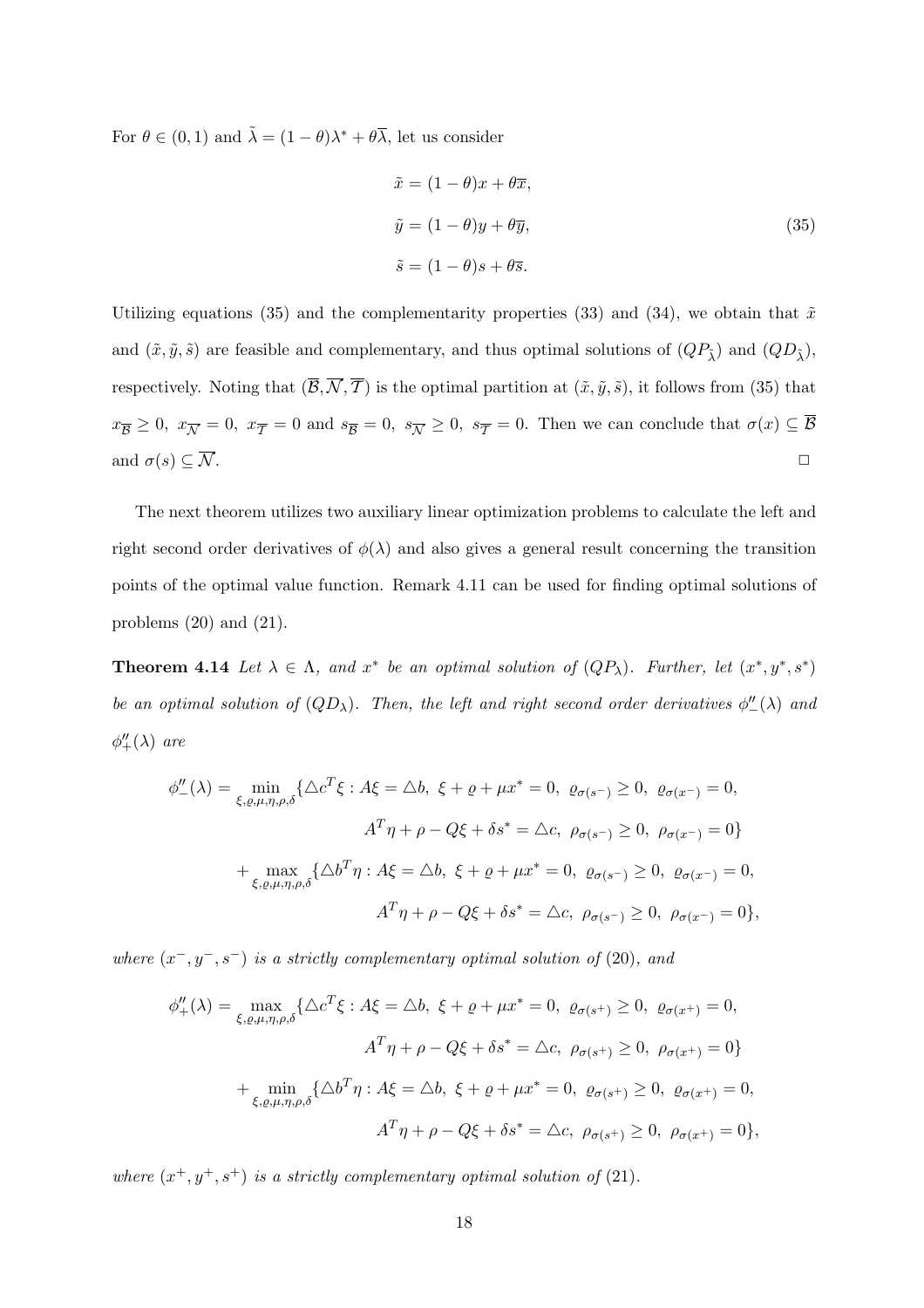For $\theta \in (0,1)$ and $\tilde{\lambda} = (1-\theta)\lambda^* + \theta\overline{\lambda}$, let us consider

$$
\begin{aligned}
\tilde{x} &= (1-\theta)x + \theta\overline{x}, \\
\tilde{y} &= (1-\theta)y + \theta\overline{y}, \\
\tilde{s} &= (1-\theta)s + \theta\overline{s}.
\end{aligned}
\tag{35}
$$

Utilizing equations (35) and the complementarity properties (33) and (34), we obtain that $\tilde{x}$ and $(\tilde{x}, \tilde{y}, \tilde{s})$ are feasible and complementary, and thus optimal solutions of $(QP_{\tilde{\lambda}})$ and $(QD_{\tilde{\lambda}})$, respectively. Noting that $(\overline{\mathcal{B}}, \overline{\mathcal{N}}, \overline{\mathcal{T}})$ is the optimal partition at $(\tilde{x}, \tilde{y}, \tilde{s})$, it follows from (35) that $x_{\overline{\mathcal{B}}} \geq 0$, $x_{\overline{\mathcal{N}}} = 0$, $x_{\overline{\mathcal{T}}} = 0$ and $s_{\overline{\mathcal{B}}} = 0$, $s_{\overline{\mathcal{N}}} \geq 0$, $s_{\overline{\mathcal{T}}} = 0$. Then we can conclude that $\sigma(x) \subseteq \overline{\mathcal{B}}$ and $\sigma(s) \subseteq \overline{\mathcal{N}}$. □

The next theorem utilizes two auxiliary linear optimization problems to calculate the left and right second order derivatives of $\phi(\lambda)$ and also gives a general result concerning the transition points of the optimal value function. Remark 4.11 can be used for finding optimal solutions of problems (20) and (21).

**Theorem 4.14** *Let $\lambda \in \Lambda$, and $x^*$ be an optimal solution of $(QP_\lambda)$. Further, let $(x^*, y^*, s^*)$ be an optimal solution of $(QD_\lambda)$. Then, the left and right second order derivatives $\phi''_-(\lambda)$ and $\phi''_+(\lambda)$ are*

$$
\begin{aligned}
\phi''_-(\lambda) = \min_{\xi,\varrho,\mu,\eta,\rho,\delta} \{ &\triangle c^T\xi : A\xi = \triangle b,\ \xi + \varrho + \mu x^* = 0,\ \varrho_{\sigma(s^-)} \geq 0,\ \varrho_{\sigma(x^-)} = 0, \\
&A^T\eta + \rho - Q\xi + \delta s^* = \triangle c,\ \rho_{\sigma(s^-)} \geq 0,\ \rho_{\sigma(x^-)} = 0\} \\
+ \max_{\xi,\varrho,\mu,\eta,\rho,\delta} \{ &\triangle b^T\eta : A\xi = \triangle b,\ \xi + \varrho + \mu x^* = 0,\ \varrho_{\sigma(s^-)} \geq 0,\ \varrho_{\sigma(x^-)} = 0, \\
&A^T\eta + \rho - Q\xi + \delta s^* = \triangle c,\ \rho_{\sigma(s^-)} \geq 0,\ \rho_{\sigma(x^-)} = 0\},
\end{aligned}
$$

*where $(x^-, y^-, s^-)$ is a strictly complementary optimal solution of (20), and*

$$
\begin{aligned}
\phi''_+(\lambda) = \max_{\xi,\varrho,\mu,\eta,\rho,\delta} \{ &\triangle c^T\xi : A\xi = \triangle b,\ \xi + \varrho + \mu x^* = 0,\ \varrho_{\sigma(s^+)} \geq 0,\ \varrho_{\sigma(x^+)} = 0, \\
&A^T\eta + \rho - Q\xi + \delta s^* = \triangle c,\ \rho_{\sigma(s^+)} \geq 0,\ \rho_{\sigma(x^+)} = 0\} \\
+ \min_{\xi,\varrho,\mu,\eta,\rho,\delta} \{ &\triangle b^T\eta : A\xi = \triangle b,\ \xi + \varrho + \mu x^* = 0,\ \varrho_{\sigma(s^+)} \geq 0,\ \varrho_{\sigma(x^+)} = 0, \\
&A^T\eta + \rho - Q\xi + \delta s^* = \triangle c,\ \rho_{\sigma(s^+)} \geq 0,\ \rho_{\sigma(x^+)} = 0\},
\end{aligned}
$$

*where $(x^+, y^+, s^+)$ is a strictly complementary optimal solution of (21).*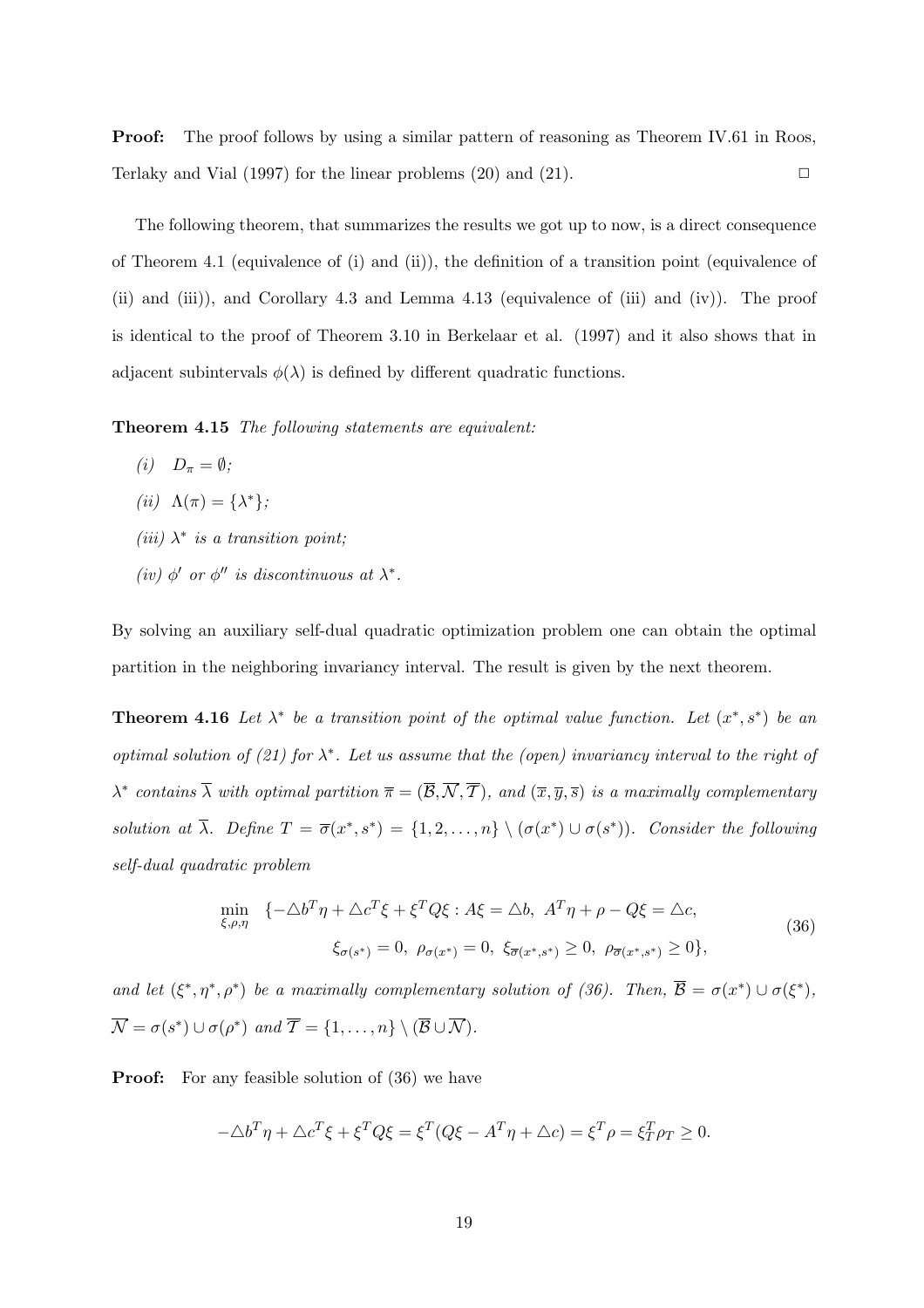**Proof:** The proof follows by using a similar pattern of reasoning as Theorem IV.61 in Roos, Terlaky and Vial (1997) for the linear problems (20) and (21). $\Box$

The following theorem, that summarizes the results we got up to now, is a direct consequence of Theorem 4.1 (equivalence of (i) and (ii)), the definition of a transition point (equivalence of (ii) and (iii)), and Corollary 4.3 and Lemma 4.13 (equivalence of (iii) and (iv)). The proof is identical to the proof of Theorem 3.10 in Berkelaar et al. (1997) and it also shows that in adjacent subintervals $\phi(\lambda)$ is defined by different quadratic functions.

**Theorem 4.15** *The following statements are equivalent:*

*(i)* $D_\pi = \emptyset$;

*(ii)* $\Lambda(\pi) = \{\lambda^*\}$;

*(iii)* $\lambda^*$ *is a transition point;*

*(iv)* $\phi'$ *or* $\phi''$ *is discontinuous at* $\lambda^*$.

By solving an auxiliary self-dual quadratic optimization problem one can obtain the optimal partition in the neighboring invariancy interval. The result is given by the next theorem.

**Theorem 4.16** *Let* $\lambda^*$ *be a transition point of the optimal value function. Let* $(x^*, s^*)$ *be an optimal solution of (21) for* $\lambda^*$*. Let us assume that the (open) invariancy interval to the right of* $\lambda^*$ *contains* $\overline{\lambda}$ *with optimal partition* $\overline{\pi} = (\overline{\mathcal{B}}, \overline{\mathcal{N}}, \overline{\mathcal{T}})$*, and* $(\overline{x}, \overline{y}, \overline{s})$ *is a maximally complementary solution at* $\overline{\lambda}$*. Define* $T = \overline{\sigma}(x^*, s^*) = \{1, 2, \ldots, n\} \setminus (\sigma(x^*) \cup \sigma(s^*))$*. Consider the following self-dual quadratic problem*

$$
\begin{aligned}
\min_{\xi, \rho, \eta} \quad \{ -\triangle b^T \eta + \triangle c^T \xi + \xi^T Q \xi : A\xi = \triangle b,\ A^T \eta + \rho - Q\xi = \triangle c, \\
\xi_{\sigma(s^*)} = 0,\ \rho_{\sigma(x^*)} = 0,\ \xi_{\overline{\sigma}(x^*, s^*)} \geq 0,\ \rho_{\overline{\sigma}(x^*, s^*)} \geq 0 \},
\end{aligned}
\tag{36}
$$

*and let* $(\xi^*, \eta^*, \rho^*)$ *be a maximally complementary solution of (36). Then,* $\overline{\mathcal{B}} = \sigma(x^*) \cup \sigma(\xi^*)$*,* $\overline{\mathcal{N}} = \sigma(s^*) \cup \sigma(\rho^*)$ *and* $\overline{\mathcal{T}} = \{1, \ldots, n\} \setminus (\overline{\mathcal{B}} \cup \overline{\mathcal{N}})$.

**Proof:** For any feasible solution of (36) we have

$$
-\triangle b^T \eta + \triangle c^T \xi + \xi^T Q \xi = \xi^T (Q\xi - A^T \eta + \triangle c) = \xi^T \rho = \xi_T^T \rho_T \geq 0.
$$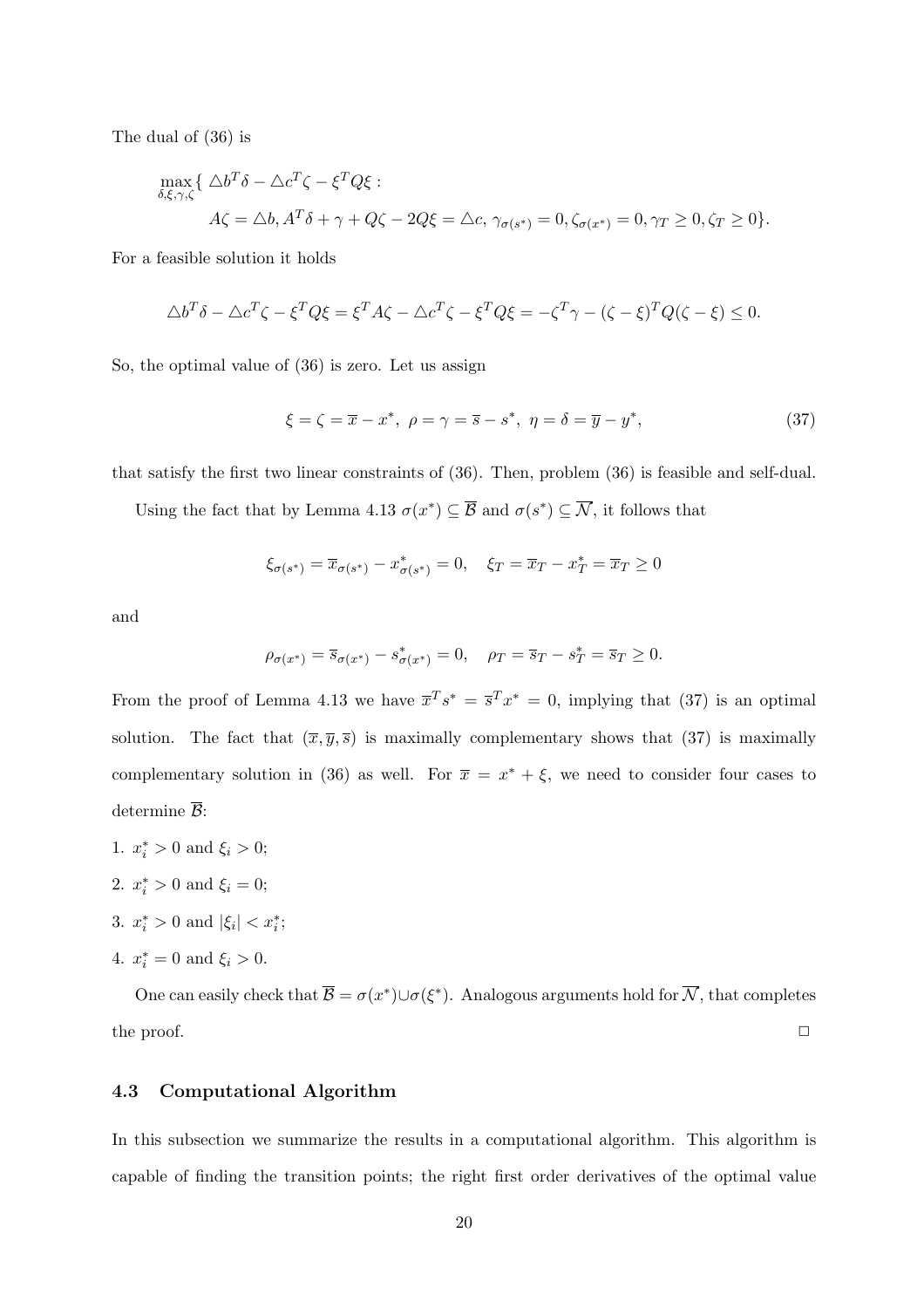The dual of (36) is

$$\max_{\delta,\xi,\gamma,\zeta}\{\ \triangle b^T\delta - \triangle c^T\zeta - \xi^T Q\xi :$$
$$A\zeta = \triangle b, A^T\delta + \gamma + Q\zeta - 2Q\xi = \triangle c,\ \gamma_{\sigma(s^*)} = 0, \zeta_{\sigma(x^*)} = 0, \gamma_T \geq 0, \zeta_T \geq 0\}.$$

For a feasible solution it holds

$$\triangle b^T\delta - \triangle c^T\zeta - \xi^T Q\xi = \xi^T A\zeta - \triangle c^T\zeta - \xi^T Q\xi = -\zeta^T\gamma - (\zeta - \xi)^T Q(\zeta - \xi) \leq 0.$$

So, the optimal value of (36) is zero. Let us assign

$$\xi = \zeta = \overline{x} - x^*,\ \rho = \gamma = \overline{s} - s^*,\ \eta = \delta = \overline{y} - y^*, \tag{37}$$

that satisfy the first two linear constraints of (36). Then, problem (36) is feasible and self-dual.

Using the fact that by Lemma 4.13 $\sigma(x^*) \subseteq \overline{\mathcal{B}}$ and $\sigma(s^*) \subseteq \overline{\mathcal{N}}$, it follows that

$$\xi_{\sigma(s^*)} = \overline{x}_{\sigma(s^*)} - x^*_{\sigma(s^*)} = 0, \quad \xi_T = \overline{x}_T - x^*_T = \overline{x}_T \geq 0$$

and

$$\rho_{\sigma(x^*)} = \overline{s}_{\sigma(x^*)} - s^*_{\sigma(x^*)} = 0, \quad \rho_T = \overline{s}_T - s^*_T = \overline{s}_T \geq 0.$$

From the proof of Lemma 4.13 we have $\overline{x}^T s^* = \overline{s}^T x^* = 0$, implying that (37) is an optimal solution. The fact that $(\overline{x}, \overline{y}, \overline{s})$ is maximally complementary shows that (37) is maximally complementary solution in (36) as well. For $\overline{x} = x^* + \xi$, we need to consider four cases to determine $\overline{\mathcal{B}}$:

1. $x^*_i > 0$ and $\xi_i > 0$;
2. $x^*_i > 0$ and $\xi_i = 0$;
3. $x^*_i > 0$ and $|\xi_i| < x^*_i$;
4. $x^*_i = 0$ and $\xi_i > 0$.

One can easily check that $\overline{\mathcal{B}} = \sigma(x^*) \cup \sigma(\xi^*)$. Analogous arguments hold for $\overline{\mathcal{N}}$, that completes the proof. $\square$

### 4.3 Computational Algorithm

In this subsection we summarize the results in a computational algorithm. This algorithm is capable of finding the transition points; the right first order derivatives of the optimal value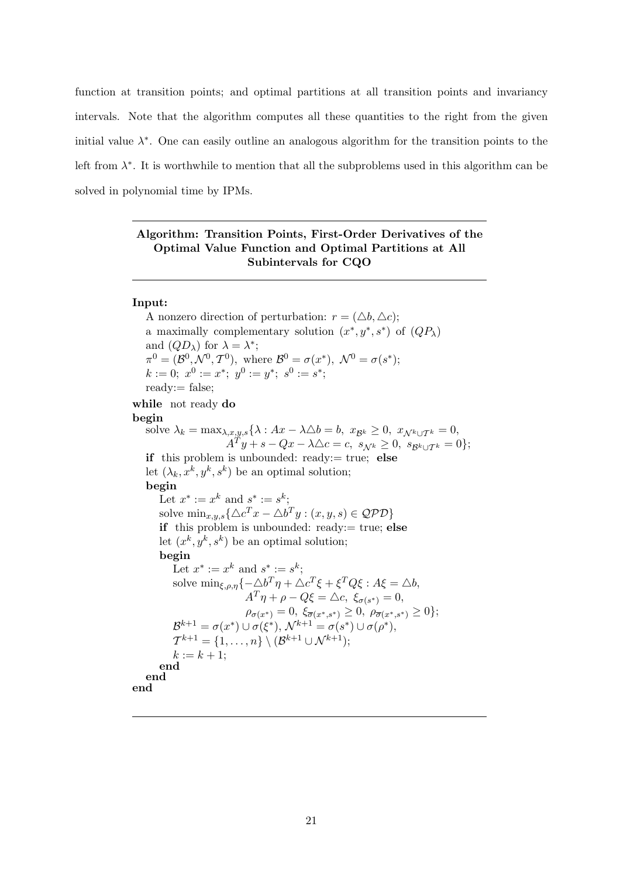function at transition points; and optimal partitions at all transition points and invariancy intervals. Note that the algorithm computes all these quantities to the right from the given initial value $\lambda^*$. One can easily outline an analogous algorithm for the transition points to the left from $\lambda^*$. It is worthwhile to mention that all the subproblems used in this algorithm can be solved in polynomial time by IPMs.

---

**Algorithm: Transition Points, First-Order Derivatives of the Optimal Value Function and Optimal Partitions at All Subintervals for CQO**

---

**Input:**

A nonzero direction of perturbation: $r = (\triangle b, \triangle c)$;
a maximally complementary solution $(x^*, y^*, s^*)$ of $(QP_\lambda)$ and $(QD_\lambda)$ for $\lambda = \lambda^*$;
$\pi^0 = (\mathcal{B}^0, \mathcal{N}^0, \mathcal{T}^0)$, where $\mathcal{B}^0 = \sigma(x^*)$, $\mathcal{N}^0 = \sigma(s^*)$;
$k := 0$; $x^0 := x^*$; $y^0 := y^*$; $s^0 := s^*$;
ready:= false;

**while** not ready **do**
**begin**
  solve $\lambda_k = \max_{\lambda,x,y,s}\{\lambda : Ax - \lambda\triangle b = b,\ x_{\mathcal{B}^k} \geq 0,\ x_{\mathcal{N}^k \cup \mathcal{T}^k} = 0,$
    $A^T y + s - Qx - \lambda\triangle c = c,\ s_{\mathcal{N}^k} \geq 0,\ s_{\mathcal{B}^k \cup \mathcal{T}^k} = 0\}$;
  **if** this problem is unbounded: ready:= true; **else**
  let $(\lambda_k, x^k, y^k, s^k)$ be an optimal solution;
  **begin**
    Let $x^* := x^k$ and $s^* := s^k$;
    solve $\min_{x,y,s}\{\triangle c^T x - \triangle b^T y : (x, y, s) \in \mathcal{QPD}\}$
    **if** this problem is unbounded: ready:= true; **else**
    let $(x^k, y^k, s^k)$ be an optimal solution;
    **begin**
      Let $x^* := x^k$ and $s^* := s^k$;
      solve $\min_{\xi,\rho,\eta}\{-\triangle b^T \eta + \triangle c^T \xi + \xi^T Q \xi : A\xi = \triangle b,$
        $A^T \eta + \rho - Q\xi = \triangle c,\ \xi_{\sigma(s^*)} = 0,$
        $\rho_{\sigma(x^*)} = 0,\ \xi_{\overline{\sigma}(x^*,s^*)} \geq 0,\ \rho_{\overline{\sigma}(x^*,s^*)} \geq 0\}$;
      $\mathcal{B}^{k+1} = \sigma(x^*) \cup \sigma(\xi^*)$, $\mathcal{N}^{k+1} = \sigma(s^*) \cup \sigma(\rho^*)$,
      $\mathcal{T}^{k+1} = \{1, \ldots, n\} \setminus (\mathcal{B}^{k+1} \cup \mathcal{N}^{k+1})$;
      $k := k + 1$;
    **end**
  **end**
**end**

---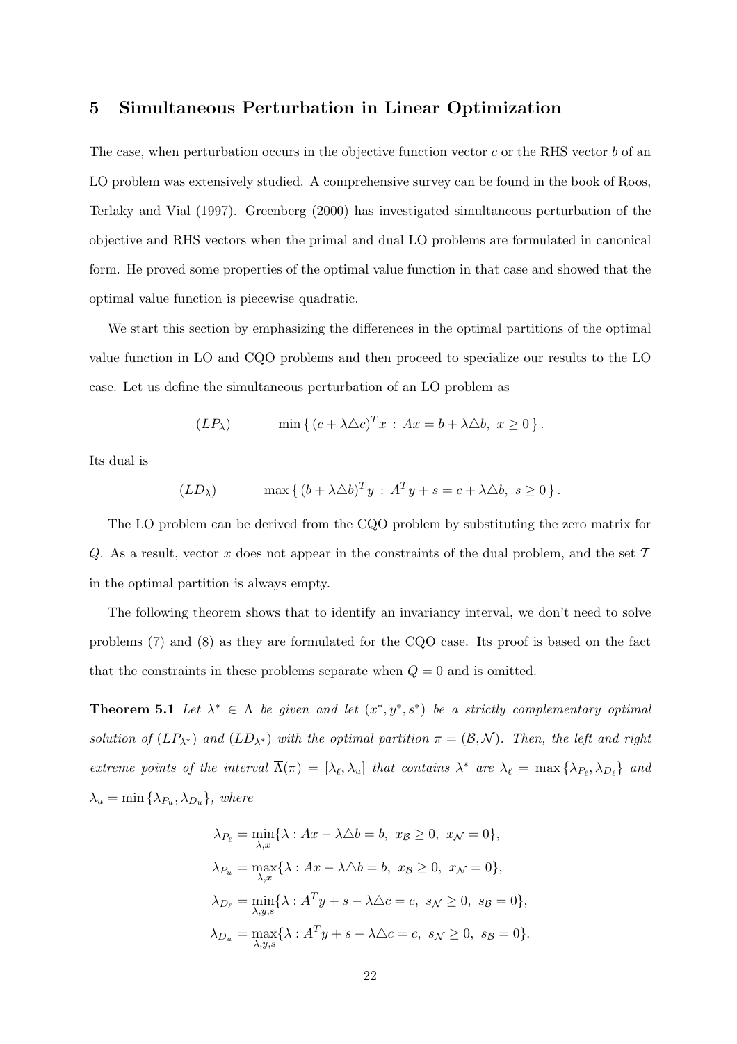## 5 Simultaneous Perturbation in Linear Optimization

The case, when perturbation occurs in the objective function vector $c$ or the RHS vector $b$ of an LO problem was extensively studied. A comprehensive survey can be found in the book of Roos, Terlaky and Vial (1997). Greenberg (2000) has investigated simultaneous perturbation of the objective and RHS vectors when the primal and dual LO problems are formulated in canonical form. He proved some properties of the optimal value function in that case and showed that the optimal value function is piecewise quadratic.

We start this section by emphasizing the differences in the optimal partitions of the optimal value function in LO and CQO problems and then proceed to specialize our results to the LO case. Let us define the simultaneous perturbation of an LO problem as

$$(LP_\lambda) \qquad \min \{ (c + \lambda \triangle c)^T x \, : \, Ax = b + \lambda \triangle b, \ x \geq 0 \}.$$

Its dual is

$$(LD_\lambda) \qquad \max \{ (b + \lambda \triangle b)^T y \, : \, A^T y + s = c + \lambda \triangle b, \ s \geq 0 \}.$$

The LO problem can be derived from the CQO problem by substituting the zero matrix for $Q$. As a result, vector $x$ does not appear in the constraints of the dual problem, and the set $\mathcal{T}$ in the optimal partition is always empty.

The following theorem shows that to identify an invariancy interval, we don't need to solve problems (7) and (8) as they are formulated for the CQO case. Its proof is based on the fact that the constraints in these problems separate when $Q = 0$ and is omitted.

**Theorem 5.1** *Let $\lambda^* \in \Lambda$ be given and let $(x^*, y^*, s^*)$ be a strictly complementary optimal solution of $(LP_{\lambda^*})$ and $(LD_{\lambda^*})$ with the optimal partition $\pi = (\mathcal{B}, \mathcal{N})$. Then, the left and right extreme points of the interval $\overline{\Lambda}(\pi) = [\lambda_\ell, \lambda_u]$ that contains $\lambda^*$ are $\lambda_\ell = \max\{\lambda_{P_\ell}, \lambda_{D_\ell}\}$ and $\lambda_u = \min\{\lambda_{P_u}, \lambda_{D_u}\}$, where*

$$\lambda_{P_\ell} = \min_{\lambda, x} \{ \lambda : Ax - \lambda \triangle b = b, \ x_\mathcal{B} \geq 0, \ x_\mathcal{N} = 0 \},$$

$$\lambda_{P_u} = \max_{\lambda, x} \{ \lambda : Ax - \lambda \triangle b = b, \ x_\mathcal{B} \geq 0, \ x_\mathcal{N} = 0 \},$$

$$\lambda_{D_\ell} = \min_{\lambda, y, s} \{ \lambda : A^T y + s - \lambda \triangle c = c, \ s_\mathcal{N} \geq 0, \ s_\mathcal{B} = 0 \},$$

$$\lambda_{D_u} = \max_{\lambda, y, s} \{ \lambda : A^T y + s - \lambda \triangle c = c, \ s_\mathcal{N} \geq 0, \ s_\mathcal{B} = 0 \}.$$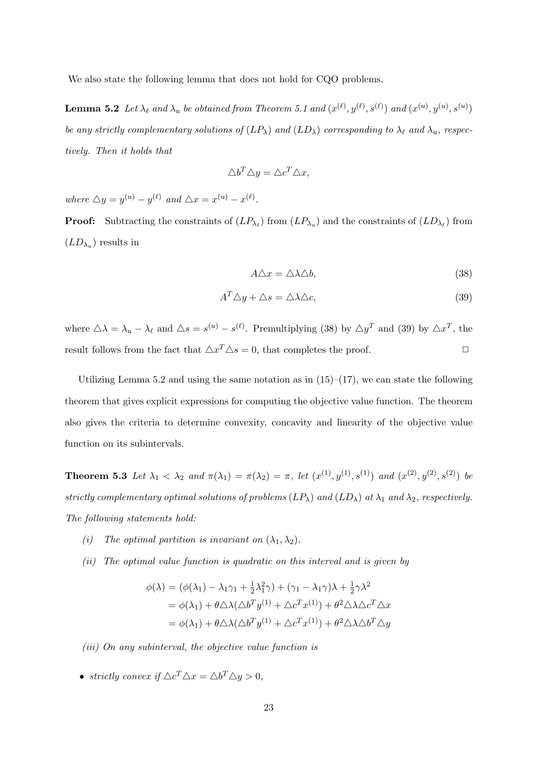We also state the following lemma that does not hold for CQO problems.

**Lemma 5.2** *Let $\lambda_\ell$ and $\lambda_u$ be obtained from Theorem 5.1 and $(x^{(\ell)}, y^{(\ell)}, s^{(\ell)})$ and $(x^{(u)}, y^{(u)}, s^{(u)})$ be any strictly complementary solutions of $(LP_\lambda)$ and $(LD_\lambda)$ corresponding to $\lambda_\ell$ and $\lambda_u$, respectively. Then it holds that*

$$\triangle b^T \triangle y = \triangle c^T \triangle x,$$

*where $\triangle y = y^{(u)} - y^{(\ell)}$ and $\triangle x = x^{(u)} - x^{(\ell)}$.*

**Proof:** Subtracting the constraints of $(LP_{\lambda_\ell})$ from $(LP_{\lambda_u})$ and the constraints of $(LD_{\lambda_\ell})$ from $(LD_{\lambda_u})$ results in

$$A\triangle x = \triangle\lambda\triangle b, \tag{38}$$

$$A^T\triangle y + \triangle s = \triangle\lambda\triangle c, \tag{39}$$

where $\triangle\lambda = \lambda_u - \lambda_\ell$ and $\triangle s = s^{(u)} - s^{(\ell)}$. Premultiplying (38) by $\triangle y^T$ and (39) by $\triangle x^T$, the result follows from the fact that $\triangle x^T \triangle s = 0$, that completes the proof. $\Box$

Utilizing Lemma 5.2 and using the same notation as in (15)–(17), we can state the following theorem that gives explicit expressions for computing the objective value function. The theorem also gives the criteria to determine convexity, concavity and linearity of the objective value function on its subintervals.

**Theorem 5.3** *Let $\lambda_1 < \lambda_2$ and $\pi(\lambda_1) = \pi(\lambda_2) = \pi$, let $(x^{(1)}, y^{(1)}, s^{(1)})$ and $(x^{(2)}, y^{(2)}, s^{(2)})$ be strictly complementary optimal solutions of problems $(LP_\lambda)$ and $(LD_\lambda)$ at $\lambda_1$ and $\lambda_2$, respectively. The following statements hold:*

- *(i) The optimal partition is invariant on $(\lambda_1, \lambda_2)$.*
- *(ii) The optimal value function is quadratic on this interval and is given by*

$$\begin{aligned}
\phi(\lambda) &= (\phi(\lambda_1) - \lambda_1\gamma_1 + \tfrac{1}{2}\lambda_1^2\gamma) + (\gamma_1 - \lambda_1\gamma)\lambda + \tfrac{1}{2}\gamma\lambda^2 \\
&= \phi(\lambda_1) + \theta\triangle\lambda(\triangle b^T y^{(1)} + \triangle c^T x^{(1)}) + \theta^2\triangle\lambda\triangle c^T\triangle x \\
&= \phi(\lambda_1) + \theta\triangle\lambda(\triangle b^T y^{(1)} + \triangle c^T x^{(1)}) + \theta^2\triangle\lambda\triangle b^T\triangle y
\end{aligned}$$

- *(iii) On any subinterval, the objective value function is*

- *strictly convex if $\triangle c^T \triangle x = \triangle b^T \triangle y > 0$,*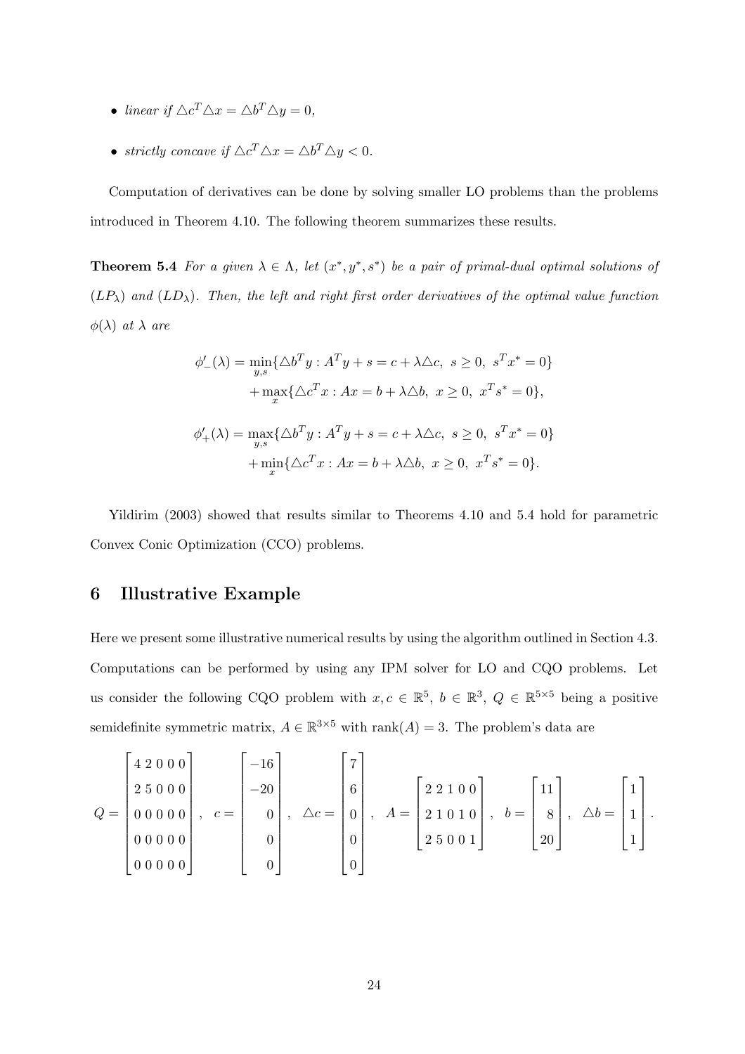- *linear if* $\triangle c^T \triangle x = \triangle b^T \triangle y = 0$,
- *strictly concave if* $\triangle c^T \triangle x = \triangle b^T \triangle y < 0$.

Computation of derivatives can be done by solving smaller LO problems than the problems introduced in Theorem 4.10. The following theorem summarizes these results.

**Theorem 5.4** *For a given* $\lambda \in \Lambda$*, let* $(x^*, y^*, s^*)$ *be a pair of primal-dual optimal solutions of* $(LP_\lambda)$ *and* $(LD_\lambda)$*. Then, the left and right first order derivatives of the optimal value function* $\phi(\lambda)$ *at* $\lambda$ *are*

$$\phi'_-(\lambda) = \min_{y,s}\{\triangle b^T y : A^T y + s = c + \lambda \triangle c,\ s \geq 0,\ s^T x^* = 0\}$$
$$+ \max_{x}\{\triangle c^T x : Ax = b + \lambda \triangle b,\ x \geq 0,\ x^T s^* = 0\},$$

$$\phi'_+(\lambda) = \max_{y,s}\{\triangle b^T y : A^T y + s = c + \lambda \triangle c,\ s \geq 0,\ s^T x^* = 0\}$$
$$+ \min_{x}\{\triangle c^T x : Ax = b + \lambda \triangle b,\ x \geq 0,\ x^T s^* = 0\}.$$

Yildirim (2003) showed that results similar to Theorems 4.10 and 5.4 hold for parametric Convex Conic Optimization (CCO) problems.

# 6 Illustrative Example

Here we present some illustrative numerical results by using the algorithm outlined in Section 4.3. Computations can be performed by using any IPM solver for LO and CQO problems. Let us consider the following CQO problem with $x, c \in \mathbb{R}^5$, $b \in \mathbb{R}^3$, $Q \in \mathbb{R}^{5\times 5}$ being a positive semidefinite symmetric matrix, $A \in \mathbb{R}^{3\times 5}$ with $\text{rank}(A) = 3$. The problem's data are

$$Q = \begin{bmatrix} 4 & 2 & 0 & 0 & 0 \\ 2 & 5 & 0 & 0 & 0 \\ 0 & 0 & 0 & 0 & 0 \\ 0 & 0 & 0 & 0 & 0 \\ 0 & 0 & 0 & 0 & 0 \end{bmatrix},\quad c = \begin{bmatrix} -16 \\ -20 \\ 0 \\ 0 \\ 0 \end{bmatrix},\quad \triangle c = \begin{bmatrix} 7 \\ 6 \\ 0 \\ 0 \\ 0 \end{bmatrix},\quad A = \begin{bmatrix} 2 & 2 & 1 & 0 & 0 \\ 2 & 1 & 0 & 1 & 0 \\ 2 & 5 & 0 & 0 & 1 \end{bmatrix},\quad b = \begin{bmatrix} 11 \\ 8 \\ 20 \end{bmatrix},\quad \triangle b = \begin{bmatrix} 1 \\ 1 \\ 1 \end{bmatrix}.$$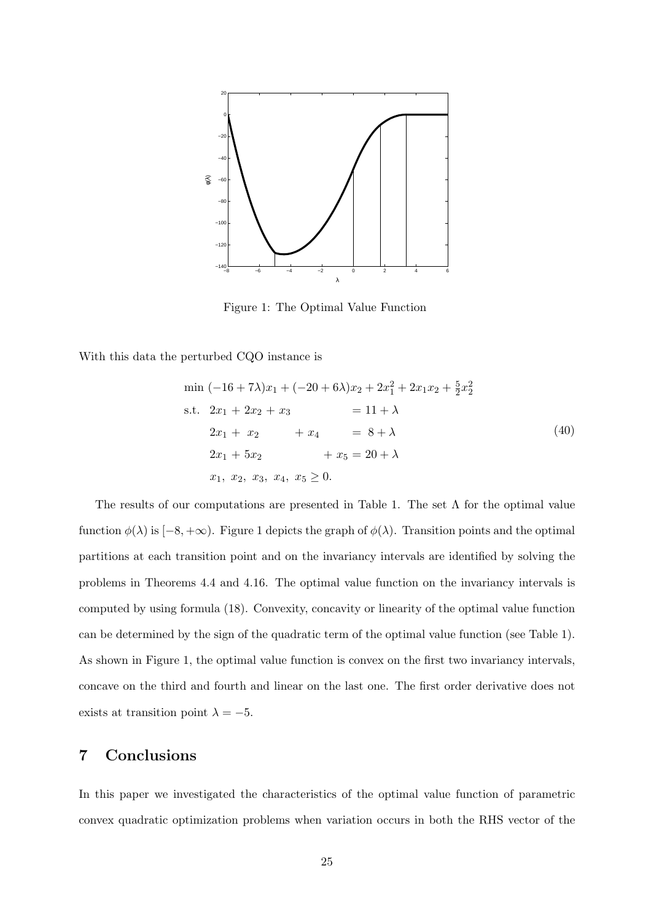Figure 1: The Optimal Value Function

With this data the perturbed CQO instance is

$$
\begin{aligned}
\min\ & (-16+7\lambda)x_1 + (-20+6\lambda)x_2 + 2x_1^2 + 2x_1x_2 + \tfrac{5}{2}x_2^2 \\
\text{s.t.}\ & 2x_1 + 2x_2 + x_3 = 11+\lambda \\
& 2x_1 + x_2 + x_4 = 8+\lambda \\
& 2x_1 + 5x_2 + x_5 = 20+\lambda \\
& x_1,\ x_2,\ x_3,\ x_4,\ x_5 \geq 0.
\end{aligned}
\tag{40}
$$

The results of our computations are presented in Table 1. The set $\Lambda$ for the optimal value function $\phi(\lambda)$ is $[-8,+\infty)$. Figure 1 depicts the graph of $\phi(\lambda)$. Transition points and the optimal partitions at each transition point and on the invariancy intervals are identified by solving the problems in Theorems 4.4 and 4.16. The optimal value function on the invariancy intervals is computed by using formula (18). Convexity, concavity or linearity of the optimal value function can be determined by the sign of the quadratic term of the optimal value function (see Table 1). As shown in Figure 1, the optimal value function is convex on the first two invariancy intervals, concave on the third and fourth and linear on the last one. The first order derivative does not exists at transition point $\lambda = -5$.

## 7 Conclusions

In this paper we investigated the characteristics of the optimal value function of parametric convex quadratic optimization problems when variation occurs in both the RHS vector of the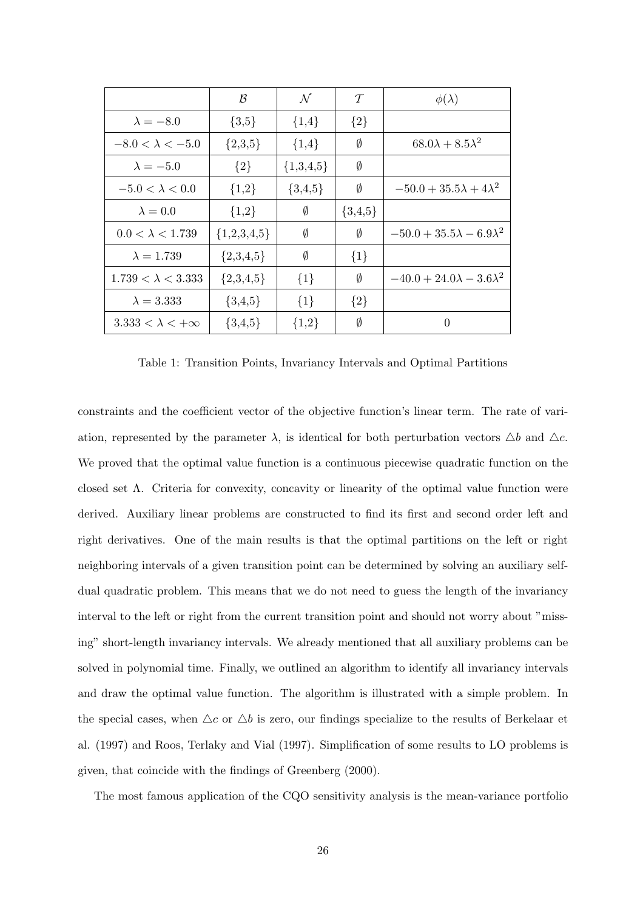|  | $\mathcal{B}$ | $\mathcal{N}$ | $\mathcal{T}$ | $\phi(\lambda)$ |
|---|---|---|---|---|
| $\lambda = -8.0$ | {3,5} | {1,4} | {2} |  |
| $-8.0 < \lambda < -5.0$ | {2,3,5} | {1,4} | $\emptyset$ | $68.0\lambda + 8.5\lambda^2$ |
| $\lambda = -5.0$ | {2} | {1,3,4,5} | $\emptyset$ |  |
| $-5.0 < \lambda < 0.0$ | {1,2} | {3,4,5} | $\emptyset$ | $-50.0 + 35.5\lambda + 4\lambda^2$ |
| $\lambda = 0.0$ | {1,2} | $\emptyset$ | {3,4,5} |  |
| $0.0 < \lambda < 1.739$ | {1,2,3,4,5} | $\emptyset$ | $\emptyset$ | $-50.0 + 35.5\lambda - 6.9\lambda^2$ |
| $\lambda = 1.739$ | {2,3,4,5} | $\emptyset$ | {1} |  |
| $1.739 < \lambda < 3.333$ | {2,3,4,5} | {1} | $\emptyset$ | $-40.0 + 24.0\lambda - 3.6\lambda^2$ |
| $\lambda = 3.333$ | {3,4,5} | {1} | {2} |  |
| $3.333 < \lambda < +\infty$ | {3,4,5} | {1,2} | $\emptyset$ | 0 |

Table 1: Transition Points, Invariancy Intervals and Optimal Partitions

constraints and the coefficient vector of the objective function's linear term. The rate of variation, represented by the parameter $\lambda$, is identical for both perturbation vectors $\triangle b$ and $\triangle c$. We proved that the optimal value function is a continuous piecewise quadratic function on the closed set $\Lambda$. Criteria for convexity, concavity or linearity of the optimal value function were derived. Auxiliary linear problems are constructed to find its first and second order left and right derivatives. One of the main results is that the optimal partitions on the left or right neighboring intervals of a given transition point can be determined by solving an auxiliary self-dual quadratic problem. This means that we do not need to guess the length of the invariancy interval to the left or right from the current transition point and should not worry about "missing" short-length invariancy intervals. We already mentioned that all auxiliary problems can be solved in polynomial time. Finally, we outlined an algorithm to identify all invariancy intervals and draw the optimal value function. The algorithm is illustrated with a simple problem. In the special cases, when $\triangle c$ or $\triangle b$ is zero, our findings specialize to the results of Berkelaar et al. (1997) and Roos, Terlaky and Vial (1997). Simplification of some results to LO problems is given, that coincide with the findings of Greenberg (2000).

The most famous application of the CQO sensitivity analysis is the mean-variance portfolio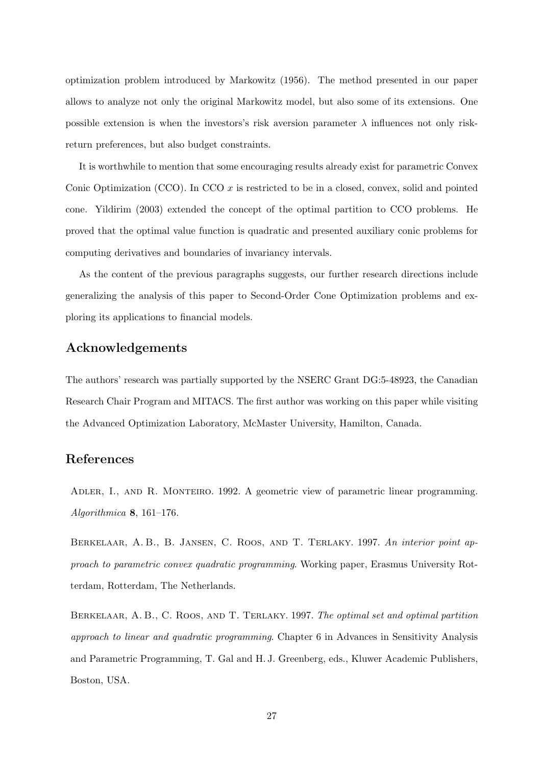optimization problem introduced by Markowitz (1956). The method presented in our paper allows to analyze not only the original Markowitz model, but also some of its extensions. One possible extension is when the investors's risk aversion parameter $\lambda$ influences not only risk-return preferences, but also budget constraints.

It is worthwhile to mention that some encouraging results already exist for parametric Convex Conic Optimization (CCO). In CCO $x$ is restricted to be in a closed, convex, solid and pointed cone. Yildirim (2003) extended the concept of the optimal partition to CCO problems. He proved that the optimal value function is quadratic and presented auxiliary conic problems for computing derivatives and boundaries of invariancy intervals.

As the content of the previous paragraphs suggests, our further research directions include generalizing the analysis of this paper to Second-Order Cone Optimization problems and exploring its applications to financial models.

## Acknowledgements

The authors' research was partially supported by the NSERC Grant DG:5-48923, the Canadian Research Chair Program and MITACS. The first author was working on this paper while visiting the Advanced Optimization Laboratory, McMaster University, Hamilton, Canada.

## References

Adler, I., and R. Monteiro. 1992. A geometric view of parametric linear programming. *Algorithmica* **8**, 161–176.

Berkelaar, A. B., B. Jansen, C. Roos, and T. Terlaky. 1997. *An interior point approach to parametric convex quadratic programming*. Working paper, Erasmus University Rotterdam, Rotterdam, The Netherlands.

Berkelaar, A. B., C. Roos, and T. Terlaky. 1997. *The optimal set and optimal partition approach to linear and quadratic programming*. Chapter 6 in Advances in Sensitivity Analysis and Parametric Programming, T. Gal and H. J. Greenberg, eds., Kluwer Academic Publishers, Boston, USA.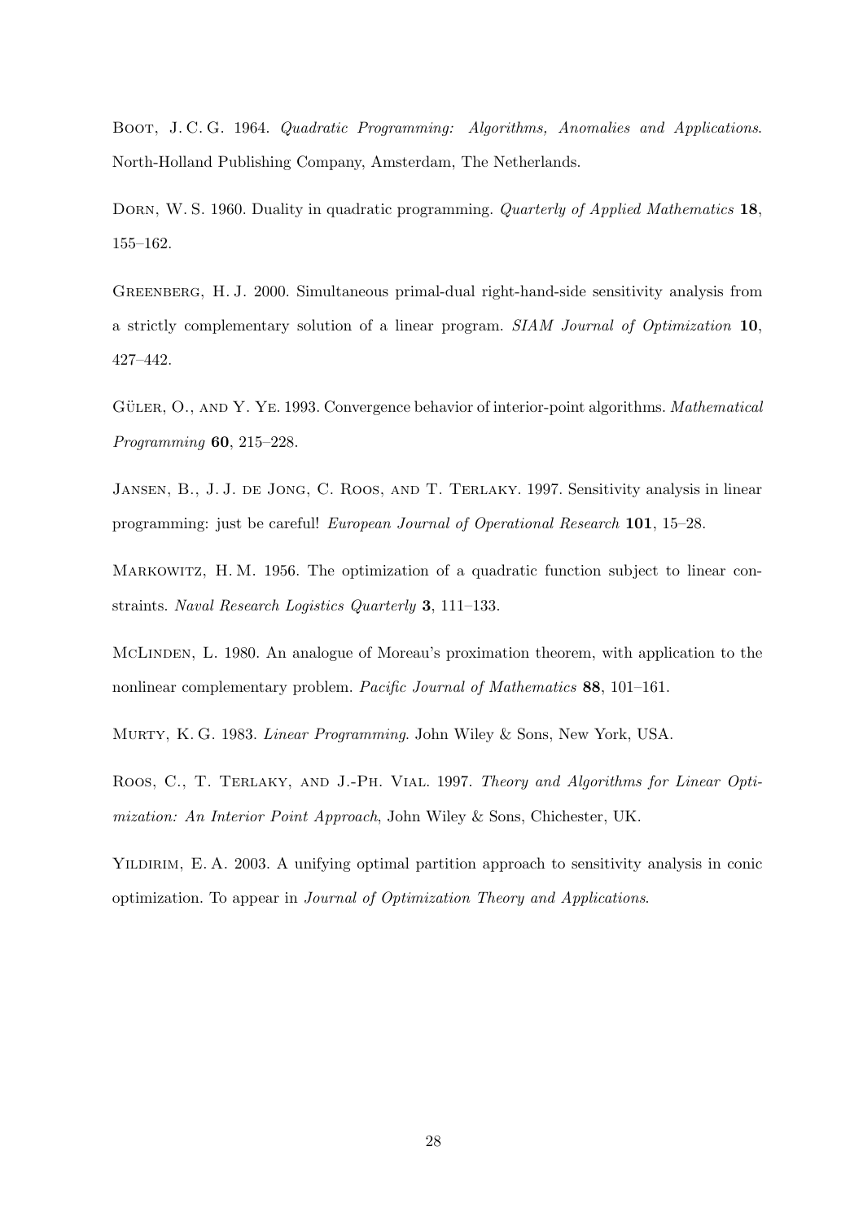Boot, J. C. G. 1964. *Quadratic Programming: Algorithms, Anomalies and Applications*. North-Holland Publishing Company, Amsterdam, The Netherlands.

Dorn, W. S. 1960. Duality in quadratic programming. *Quarterly of Applied Mathematics* **18**, 155–162.

Greenberg, H. J. 2000. Simultaneous primal-dual right-hand-side sensitivity analysis from a strictly complementary solution of a linear program. *SIAM Journal of Optimization* **10**, 427–442.

Güler, O., and Y. Ye. 1993. Convergence behavior of interior-point algorithms. *Mathematical Programming* **60**, 215–228.

Jansen, B., J. J. de Jong, C. Roos, and T. Terlaky. 1997. Sensitivity analysis in linear programming: just be careful! *European Journal of Operational Research* **101**, 15–28.

Markowitz, H. M. 1956. The optimization of a quadratic function subject to linear constraints. *Naval Research Logistics Quarterly* **3**, 111–133.

McLinden, L. 1980. An analogue of Moreau's proximation theorem, with application to the nonlinear complementary problem. *Pacific Journal of Mathematics* **88**, 101–161.

Murty, K. G. 1983. *Linear Programming*. John Wiley & Sons, New York, USA.

Roos, C., T. Terlaky, and J.-Ph. Vial. 1997. *Theory and Algorithms for Linear Optimization: An Interior Point Approach*, John Wiley & Sons, Chichester, UK.

Yildirim, E. A. 2003. A unifying optimal partition approach to sensitivity analysis in conic optimization. To appear in *Journal of Optimization Theory and Applications*.